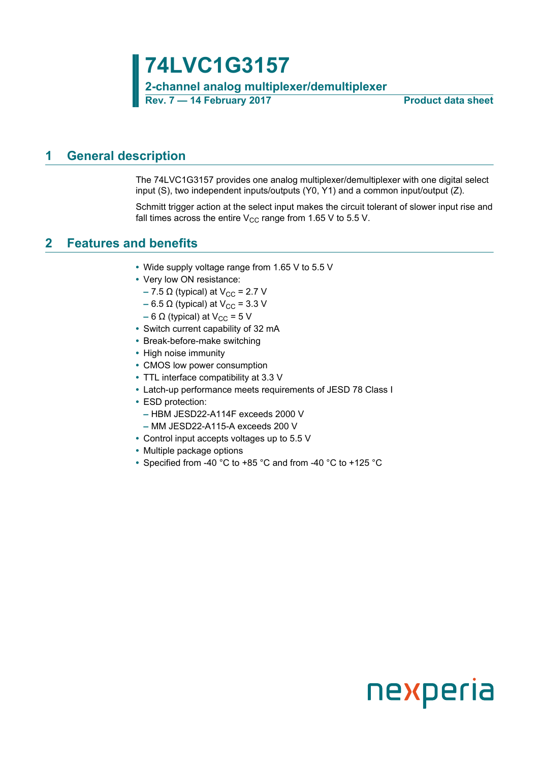# 74LVC1G3157

## 2-channel analog multiplexer/demultiplexer

**Rev. 7 — 14 February 2017** **Product data sheet**

## 1 General description

The 74LVC1G3157 provides one analog multiplexer/demultiplexer with one digital select input (S), two independent inputs/outputs (Y0, Y1) and a common input/output (Z).

Schmitt trigger action at the select input makes the circuit tolerant of slower input rise and fall times across the entire $V_{CC}$ range from 1.65 V to 5.5 V.

## 2 Features and benefits

- Wide supply voltage range from 1.65 V to 5.5 V
- Very low ON resistance:
  - 7.5 Ω (typical) at $V_{CC}$ = 2.7 V
  - 6.5 Ω (typical) at $V_{CC}$ = 3.3 V
  - 6 Ω (typical) at $V_{CC}$ = 5 V
- Switch current capability of 32 mA
- Break-before-make switching
- High noise immunity
- CMOS low power consumption
- TTL interface compatibility at 3.3 V
- Latch-up performance meets requirements of JESD 78 Class I
- ESD protection:
  - HBM JESD22-A114F exceeds 2000 V
  - MM JESD22-A115-A exceeds 200 V
- Control input accepts voltages up to 5.5 V
- Multiple package options
- Specified from -40 °C to +85 °C and from -40 °C to +125 °C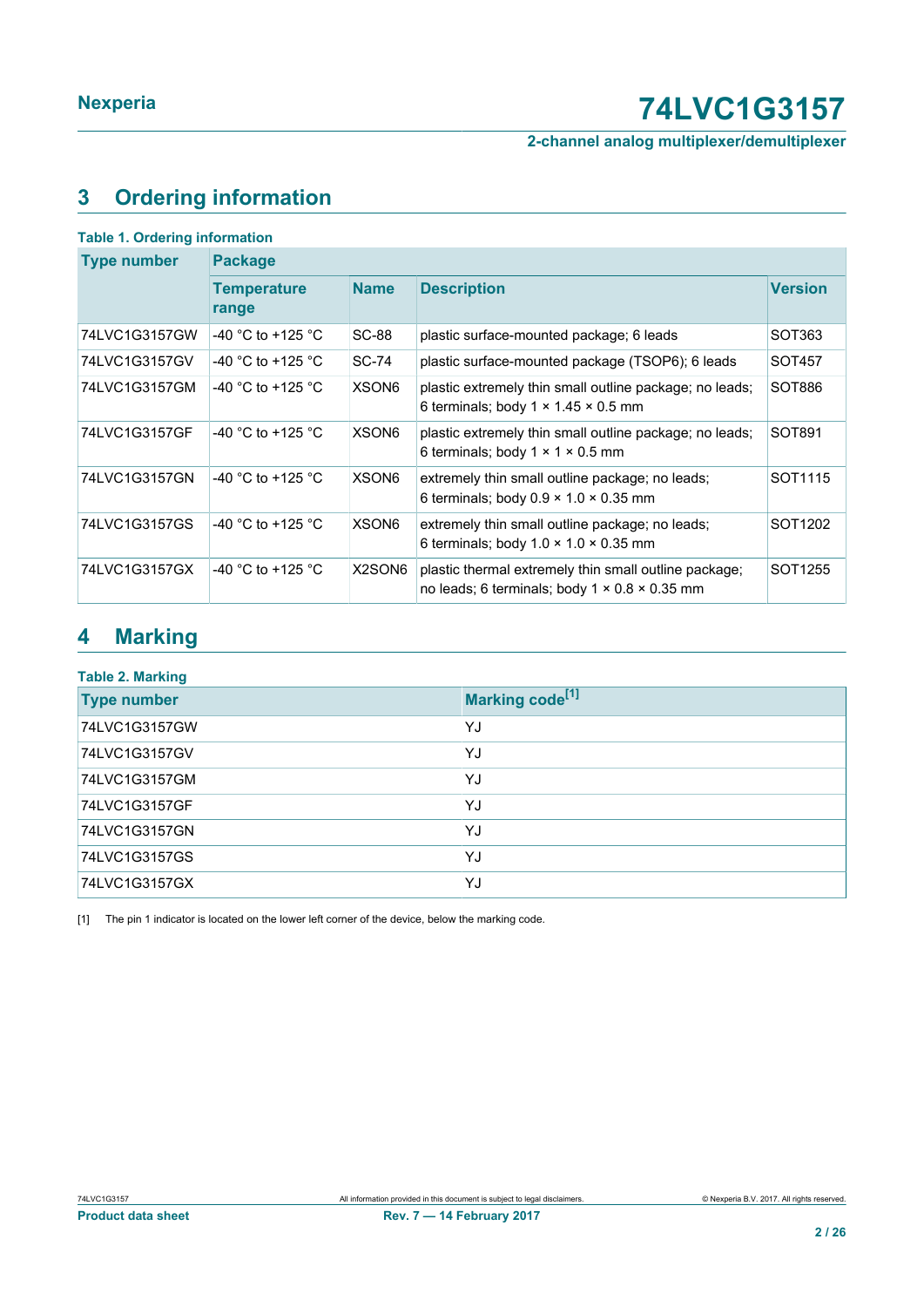## 3 Ordering information

**Table 1. Ordering information**

| Type number | Package | | | |
|---|---|---|---|---|
| | Temperature range | Name | Description | Version |
| 74LVC1G3157GW | -40 °C to +125 °C | SC-88 | plastic surface-mounted package; 6 leads | SOT363 |
| 74LVC1G3157GV | -40 °C to +125 °C | SC-74 | plastic surface-mounted package (TSOP6); 6 leads | SOT457 |
| 74LVC1G3157GM | -40 °C to +125 °C | XSON6 | plastic extremely thin small outline package; no leads; 6 terminals; body 1 × 1.45 × 0.5 mm | SOT886 |
| 74LVC1G3157GF | -40 °C to +125 °C | XSON6 | plastic extremely thin small outline package; no leads; 6 terminals; body 1 × 1 × 0.5 mm | SOT891 |
| 74LVC1G3157GN | -40 °C to +125 °C | XSON6 | extremely thin small outline package; no leads; 6 terminals; body 0.9 × 1.0 × 0.35 mm | SOT1115 |
| 74LVC1G3157GS | -40 °C to +125 °C | XSON6 | extremely thin small outline package; no leads; 6 terminals; body 1.0 × 1.0 × 0.35 mm | SOT1202 |
| 74LVC1G3157GX | -40 °C to +125 °C | X2SON6 | plastic thermal extremely thin small outline package; no leads; 6 terminals; body 1 × 0.8 × 0.35 mm | SOT1255 |

## 4 Marking

**Table 2. Marking**

| Type number | Marking code[1] |
|---|---|
| 74LVC1G3157GW | YJ |
| 74LVC1G3157GV | YJ |
| 74LVC1G3157GM | YJ |
| 74LVC1G3157GF | YJ |
| 74LVC1G3157GN | YJ |
| 74LVC1G3157GS | YJ |
| 74LVC1G3157GX | YJ |

[1] The pin 1 indicator is located on the lower left corner of the device, below the marking code.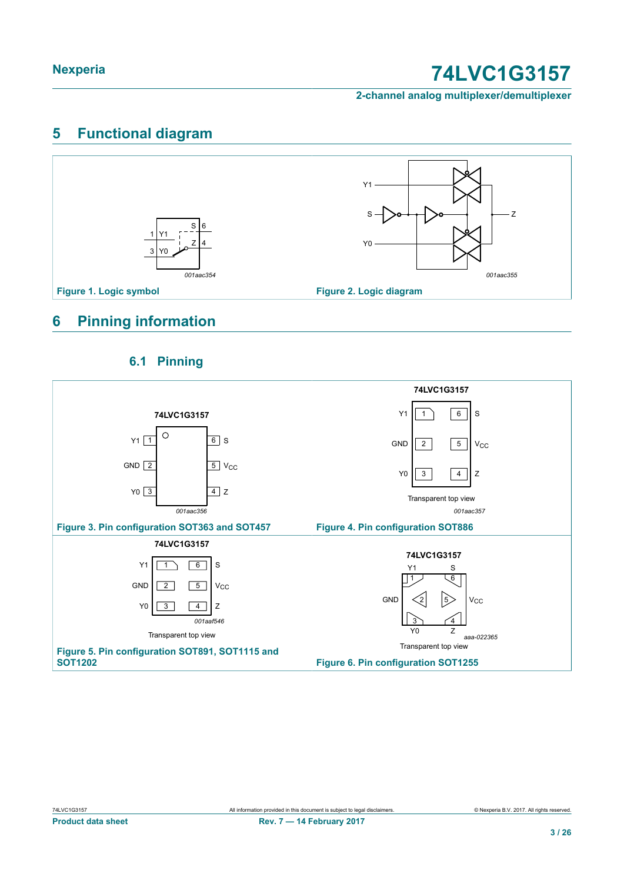## 5 Functional diagram

Figure 1. Logic symbol

Figure 2. Logic diagram

## 6 Pinning information

### 6.1 Pinning

Figure 3. Pin configuration SOT363 and SOT457

Figure 4. Pin configuration SOT886

Figure 5. Pin configuration SOT891, SOT1115 and SOT1202

Figure 6. Pin configuration SOT1255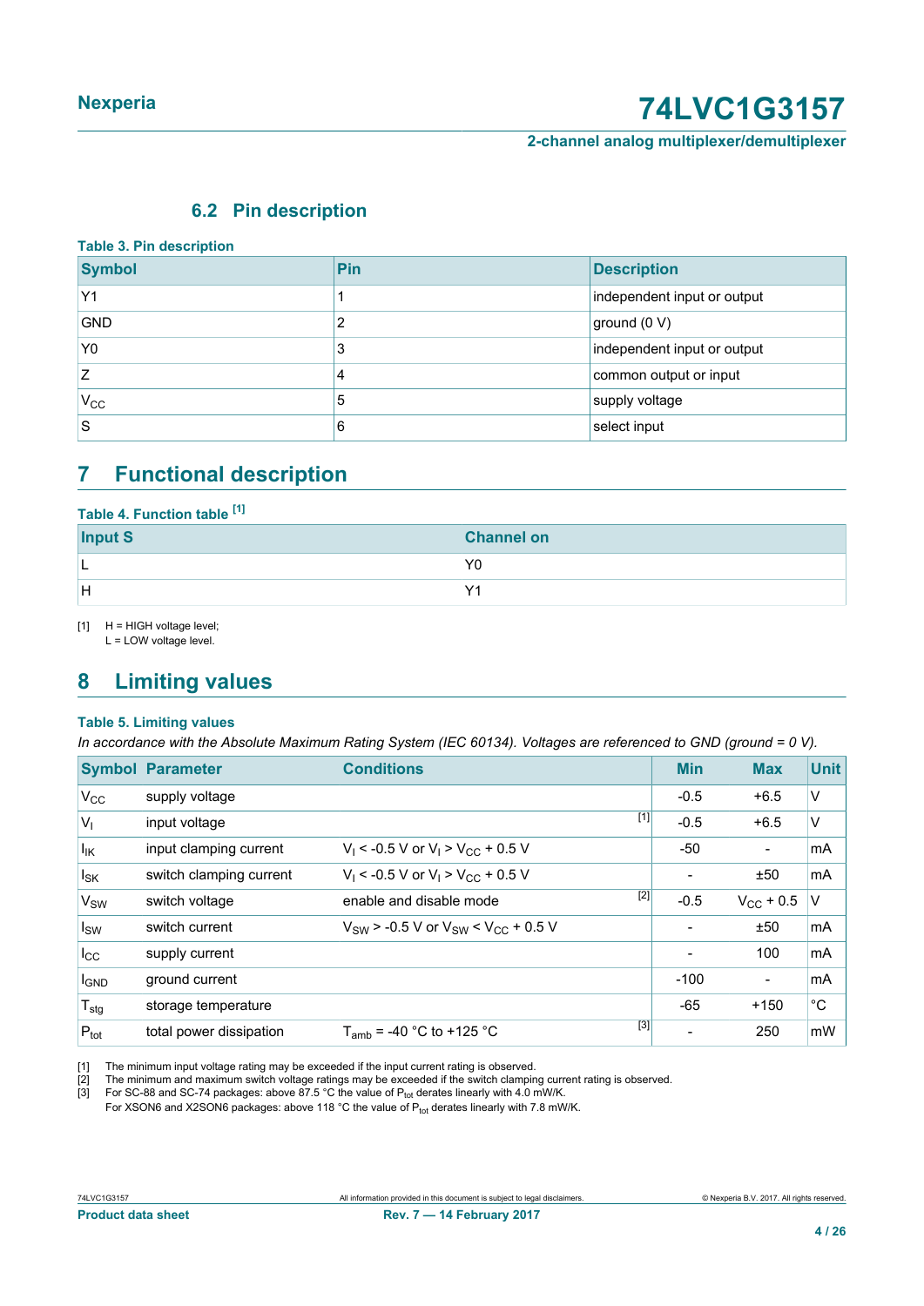### 6.2 Pin description

**Table 3. Pin description**

| Symbol | Pin | Description |
|---|---|---|
| Y1 | 1 | independent input or output |
| GND | 2 | ground (0 V) |
| Y0 | 3 | independent input or output |
| Z | 4 | common output or input |
| $V_{CC}$ | 5 | supply voltage |
| S | 6 | select input |

## 7 Functional description

**Table 4. Function table [1]**

| Input S | Channel on |
|---|---|
| L | Y0 |
| H | Y1 |

[1] H = HIGH voltage level;
L = LOW voltage level.

## 8 Limiting values

**Table 5. Limiting values**

*In accordance with the Absolute Maximum Rating System (IEC 60134). Voltages are referenced to GND (ground = 0 V).*

| Symbol | Parameter | Conditions | Min | Max | Unit |
|---|---|---|---|---|---|
| $V_{CC}$ | supply voltage | | -0.5 | +6.5 | V |
| $V_I$ | input voltage | [1] | -0.5 | +6.5 | V |
| $I_{IK}$ | input clamping current | $V_I < -0.5$ V or $V_I > V_{CC} + 0.5$ V | -50 | - | mA |
| $I_{SK}$ | switch clamping current | $V_I < -0.5$ V or $V_I > V_{CC} + 0.5$ V | - | ±50 | mA |
| $V_{SW}$ | switch voltage | enable and disable mode [2] | -0.5 | $V_{CC} + 0.5$ | V |
| $I_{SW}$ | switch current | $V_{SW} > -0.5$ V or $V_{SW} < V_{CC} + 0.5$ V | - | ±50 | mA |
| $I_{CC}$ | supply current | | - | 100 | mA |
| $I_{GND}$ | ground current | | -100 | - | mA |
| $T_{stg}$ | storage temperature | | -65 | +150 | °C |
| $P_{tot}$ | total power dissipation | $T_{amb}$ = -40 °C to +125 °C [3] | - | 250 | mW |

[1] The minimum input voltage rating may be exceeded if the input current rating is observed.
[2] The minimum and maximum switch voltage ratings may be exceeded if the switch clamping current rating is observed.
[3] For SC-88 and SC-74 packages: above 87.5 °C the value of $P_{tot}$ derates linearly with 4.0 mW/K.
For XSON6 and X2SON6 packages: above 118 °C the value of $P_{tot}$ derates linearly with 7.8 mW/K.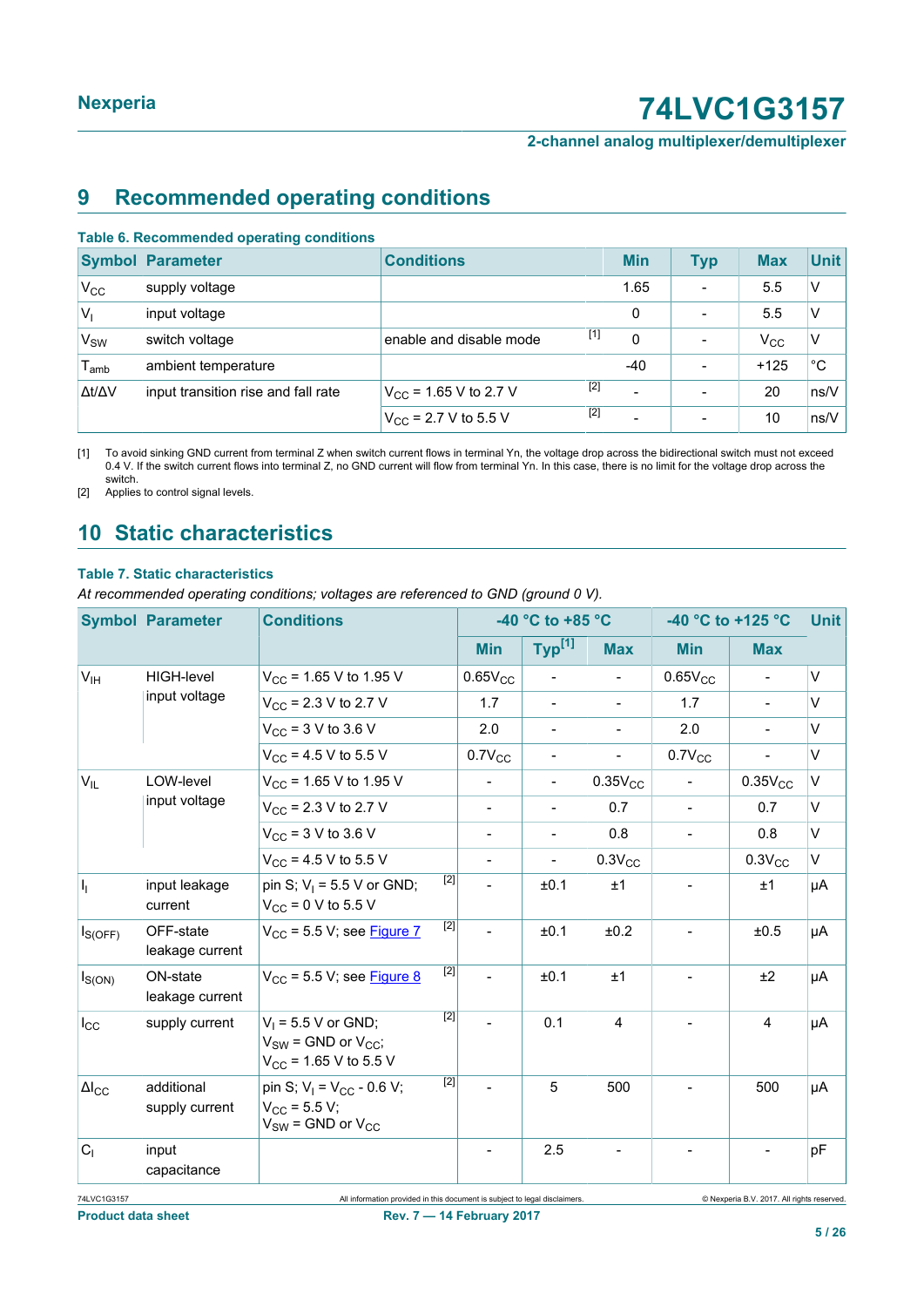## 9 Recommended operating conditions

**Table 6. Recommended operating conditions**

| Symbol | Parameter | Conditions | Min | Typ | Max | Unit |
|---|---|---|---|---|---|---|
| $V_{CC}$ | supply voltage | | 1.65 | - | 5.5 | V |
| $V_I$ | input voltage | | 0 | - | 5.5 | V |
| $V_{SW}$ | switch voltage | enable and disable mode [1] | 0 | - | $V_{CC}$ | V |
| $T_{amb}$ | ambient temperature | | -40 | - | +125 | °C |
| Δt/ΔV | input transition rise and fall rate | $V_{CC}$ = 1.65 V to 2.7 V [2] | - | - | 20 | ns/V |
| | | $V_{CC}$ = 2.7 V to 5.5 V [2] | - | - | 10 | ns/V |

[1] To avoid sinking GND current from terminal Z when switch current flows in terminal Yn, the voltage drop across the bidirectional switch must not exceed 0.4 V. If the switch current flows into terminal Z, no GND current will flow from terminal Yn. In this case, there is no limit for the voltage drop across the switch.

[2] Applies to control signal levels.

## 10 Static characteristics

**Table 7. Static characteristics**

*At recommended operating conditions; voltages are referenced to GND (ground 0 V).*

| Symbol | Parameter | Conditions | -40 °C to +85 °C | | | -40 °C to +125 °C | | Unit |
|---|---|---|---|---|---|---|---|---|
| | | | Min | Typ[1] | Max | Min | Max | |
| $V_{IH}$ | HIGH-level input voltage | $V_{CC}$ = 1.65 V to 1.95 V | $0.65V_{CC}$ | - | - | $0.65V_{CC}$ | - | V |
| | | $V_{CC}$ = 2.3 V to 2.7 V | 1.7 | - | - | 1.7 | - | V |
| | | $V_{CC}$ = 3 V to 3.6 V | 2.0 | - | - | 2.0 | - | V |
| | | $V_{CC}$ = 4.5 V to 5.5 V | $0.7V_{CC}$ | - | - | $0.7V_{CC}$ | - | V |
| $V_{IL}$ | LOW-level input voltage | $V_{CC}$ = 1.65 V to 1.95 V | - | - | $0.35V_{CC}$ | - | $0.35V_{CC}$ | V |
| | | $V_{CC}$ = 2.3 V to 2.7 V | - | - | 0.7 | - | 0.7 | V |
| | | $V_{CC}$ = 3 V to 3.6 V | - | - | 0.8 | - | 0.8 | V |
| | | $V_{CC}$ = 4.5 V to 5.5 V | - | - | $0.3V_{CC}$ | | $0.3V_{CC}$ | V |
| $I_I$ | input leakage current | pin S; $V_I$ = 5.5 V or GND; $V_{CC}$ = 0 V to 5.5 V [2] | - | ±0.1 | ±1 | - | ±1 | μA |
| $I_{S(OFF)}$ | OFF-state leakage current | $V_{CC}$ = 5.5 V; see Figure 7 [2] | - | ±0.1 | ±0.2 | - | ±0.5 | μA |
| $I_{S(ON)}$ | ON-state leakage current | $V_{CC}$ = 5.5 V; see Figure 8 [2] | - | ±0.1 | ±1 | - | ±2 | μA |
| $I_{CC}$ | supply current | $V_I$ = 5.5 V or GND; $V_{SW}$ = GND or $V_{CC}$; $V_{CC}$ = 1.65 V to 5.5 V [2] | - | 0.1 | 4 | - | 4 | μA |
| $\Delta I_{CC}$ | additional supply current | pin S; $V_I$ = $V_{CC}$ - 0.6 V; $V_{CC}$ = 5.5 V; $V_{SW}$ = GND or $V_{CC}$ [2] | - | 5 | 500 | - | 500 | μA |
| $C_I$ | input capacitance | | - | 2.5 | - | - | - | pF |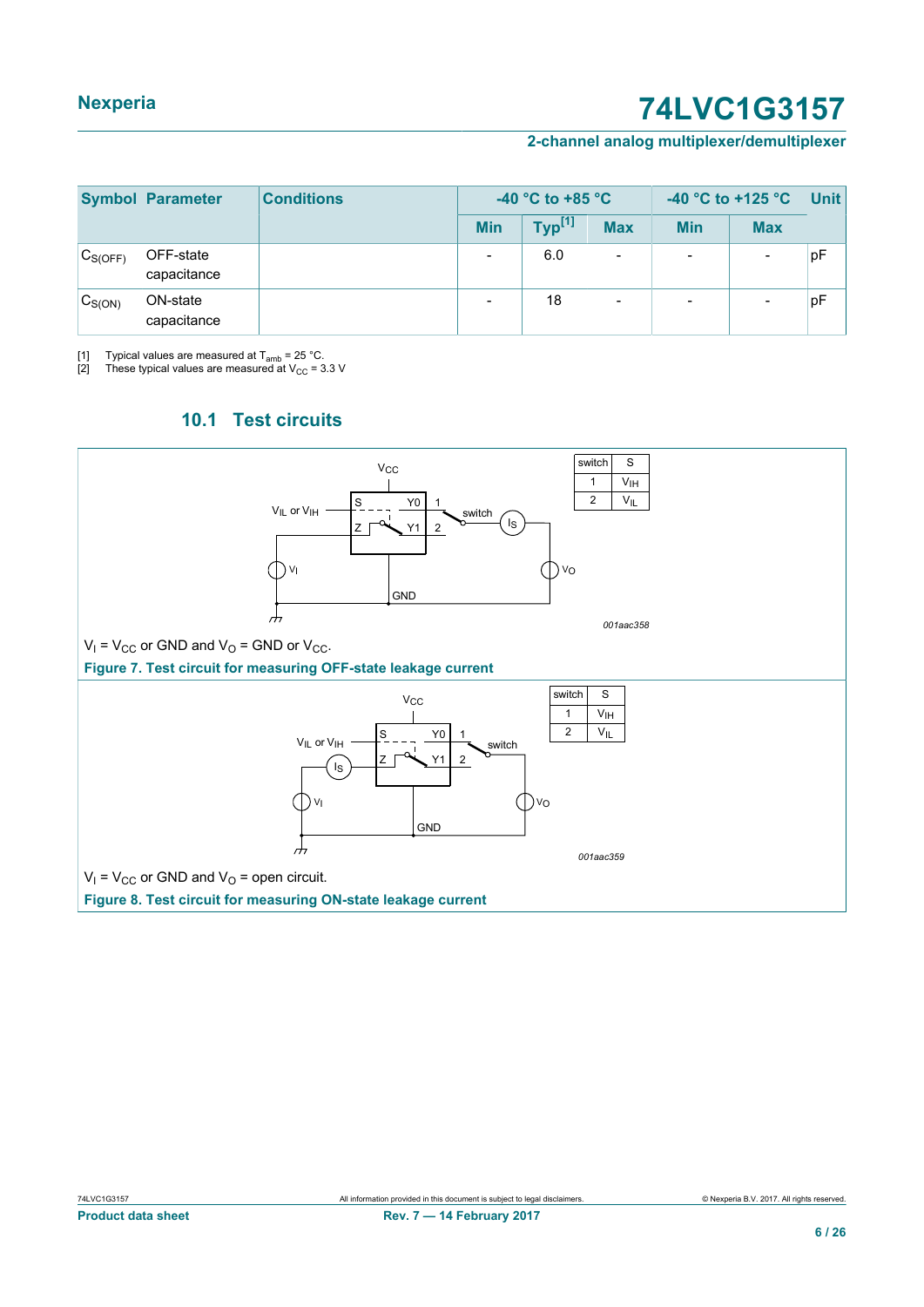| Symbol | Parameter | Conditions | -40 °C to +85 °C | | | -40 °C to +125 °C | | Unit |
|---|---|---|---|---|---|---|---|---|
| | | | Min | Typ[1] | Max | Min | Max | |
| $C_{S(OFF)}$ | OFF-state capacitance | | - | 6.0 | - | - | - | pF |
| $C_{S(ON)}$ | ON-state capacitance | | - | 18 | - | - | - | pF |

[1] Typical values are measured at $T_{amb}$ = 25 °C.

[2] These typical values are measured at $V_{CC}$ = 3.3 V

## 10.1 Test circuits

| switch | S |
|---|---|
| 1 | $V_{IH}$ |
| 2 | $V_{IL}$ |

001aac358

$V_I = V_{CC}$ or GND and $V_O$ = GND or $V_{CC}$.

**Figure 7. Test circuit for measuring OFF-state leakage current**

| switch | S |
|---|---|
| 1 | $V_{IH}$ |
| 2 | $V_{IL}$ |

001aac359

$V_I = V_{CC}$ or GND and $V_O$ = open circuit.

**Figure 8. Test circuit for measuring ON-state leakage current**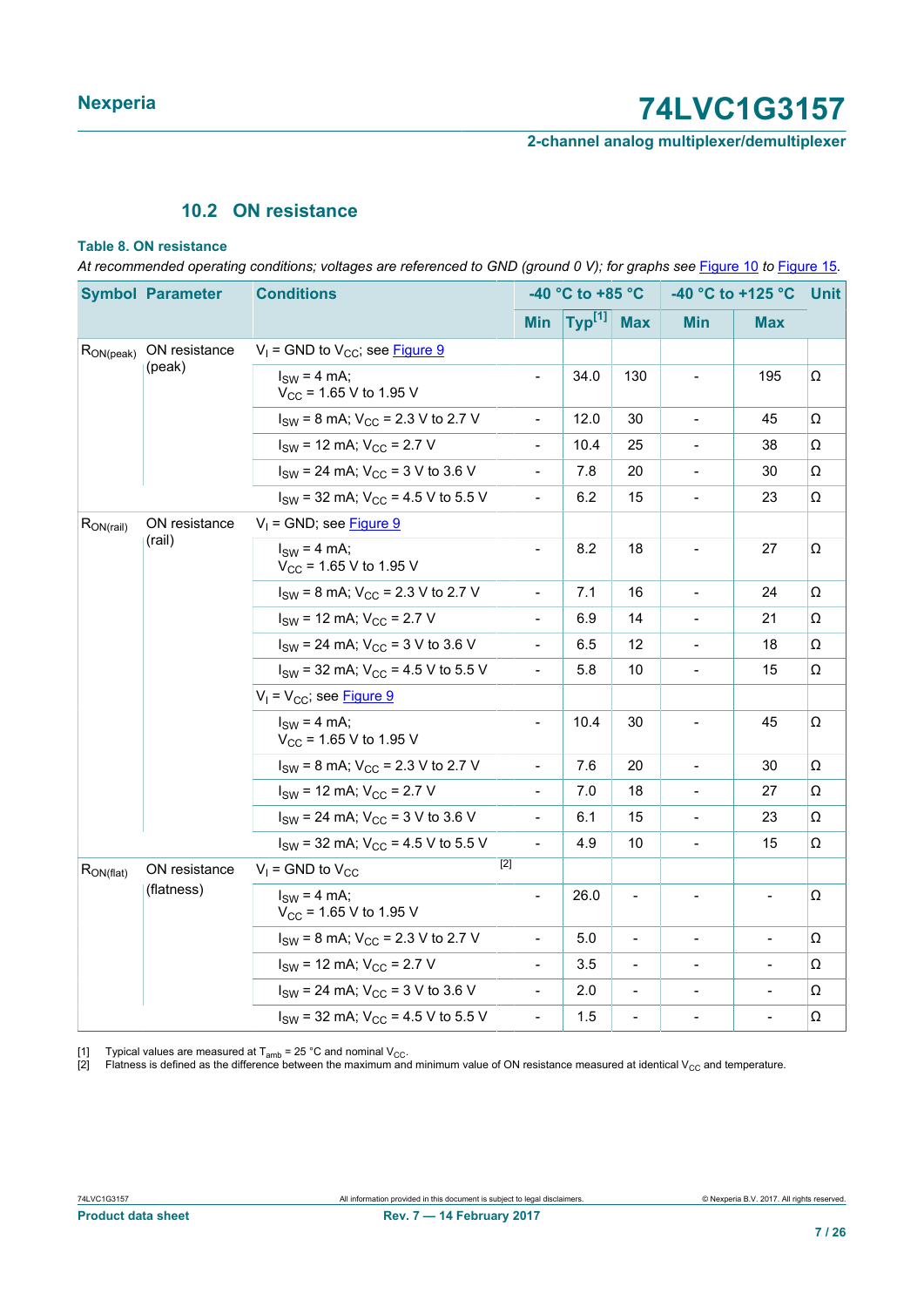## 10.2 ON resistance

**Table 8. ON resistance**

*At recommended operating conditions; voltages are referenced to GND (ground 0 V); for graphs see Figure 10 to Figure 15.*

| Symbol | Parameter | Conditions | -40 °C to +85 °C | | | -40 °C to +125 °C | | Unit |
|---|---|---|---|---|---|---|---|---|
| | | | Min | Typ[1] | Max | Min | Max | |
| $R_{ON(peak)}$ | ON resistance (peak) | $V_I$ = GND to $V_{CC}$; see Figure 9 | | | | | | |
| | | $I_{SW}$ = 4 mA; $V_{CC}$ = 1.65 V to 1.95 V | - | 34.0 | 130 | - | 195 | Ω |
| | | $I_{SW}$ = 8 mA; $V_{CC}$ = 2.3 V to 2.7 V | - | 12.0 | 30 | - | 45 | Ω |
| | | $I_{SW}$ = 12 mA; $V_{CC}$ = 2.7 V | - | 10.4 | 25 | - | 38 | Ω |
| | | $I_{SW}$ = 24 mA; $V_{CC}$ = 3 V to 3.6 V | - | 7.8 | 20 | - | 30 | Ω |
| | | $I_{SW}$ = 32 mA; $V_{CC}$ = 4.5 V to 5.5 V | - | 6.2 | 15 | - | 23 | Ω |
| $R_{ON(rail)}$ | ON resistance (rail) | $V_I$ = GND; see Figure 9 | | | | | | |
| | | $I_{SW}$ = 4 mA; $V_{CC}$ = 1.65 V to 1.95 V | - | 8.2 | 18 | - | 27 | Ω |
| | | $I_{SW}$ = 8 mA; $V_{CC}$ = 2.3 V to 2.7 V | - | 7.1 | 16 | - | 24 | Ω |
| | | $I_{SW}$ = 12 mA; $V_{CC}$ = 2.7 V | - | 6.9 | 14 | - | 21 | Ω |
| | | $I_{SW}$ = 24 mA; $V_{CC}$ = 3 V to 3.6 V | - | 6.5 | 12 | - | 18 | Ω |
| | | $I_{SW}$ = 32 mA; $V_{CC}$ = 4.5 V to 5.5 V | - | 5.8 | 10 | - | 15 | Ω |
| | | $V_I$ = $V_{CC}$; see Figure 9 | | | | | | |
| | | $I_{SW}$ = 4 mA; $V_{CC}$ = 1.65 V to 1.95 V | - | 10.4 | 30 | - | 45 | Ω |
| | | $I_{SW}$ = 8 mA; $V_{CC}$ = 2.3 V to 2.7 V | - | 7.6 | 20 | - | 30 | Ω |
| | | $I_{SW}$ = 12 mA; $V_{CC}$ = 2.7 V | - | 7.0 | 18 | - | 27 | Ω |
| | | $I_{SW}$ = 24 mA; $V_{CC}$ = 3 V to 3.6 V | - | 6.1 | 15 | - | 23 | Ω |
| | | $I_{SW}$ = 32 mA; $V_{CC}$ = 4.5 V to 5.5 V | - | 4.9 | 10 | - | 15 | Ω |
| $R_{ON(flat)}$ | ON resistance (flatness) | $V_I$ = GND to $V_{CC}$ [2] | | | | | | |
| | | $I_{SW}$ = 4 mA; $V_{CC}$ = 1.65 V to 1.95 V | - | 26.0 | - | - | - | Ω |
| | | $I_{SW}$ = 8 mA; $V_{CC}$ = 2.3 V to 2.7 V | - | 5.0 | - | - | - | Ω |
| | | $I_{SW}$ = 12 mA; $V_{CC}$ = 2.7 V | - | 3.5 | - | - | - | Ω |
| | | $I_{SW}$ = 24 mA; $V_{CC}$ = 3 V to 3.6 V | - | 2.0 | - | - | - | Ω |
| | | $I_{SW}$ = 32 mA; $V_{CC}$ = 4.5 V to 5.5 V | - | 1.5 | - | - | - | Ω |

[1] Typical values are measured at $T_{amb}$ = 25 °C and nominal $V_{CC}$.

[2] Flatness is defined as the difference between the maximum and minimum value of ON resistance measured at identical $V_{CC}$ and temperature.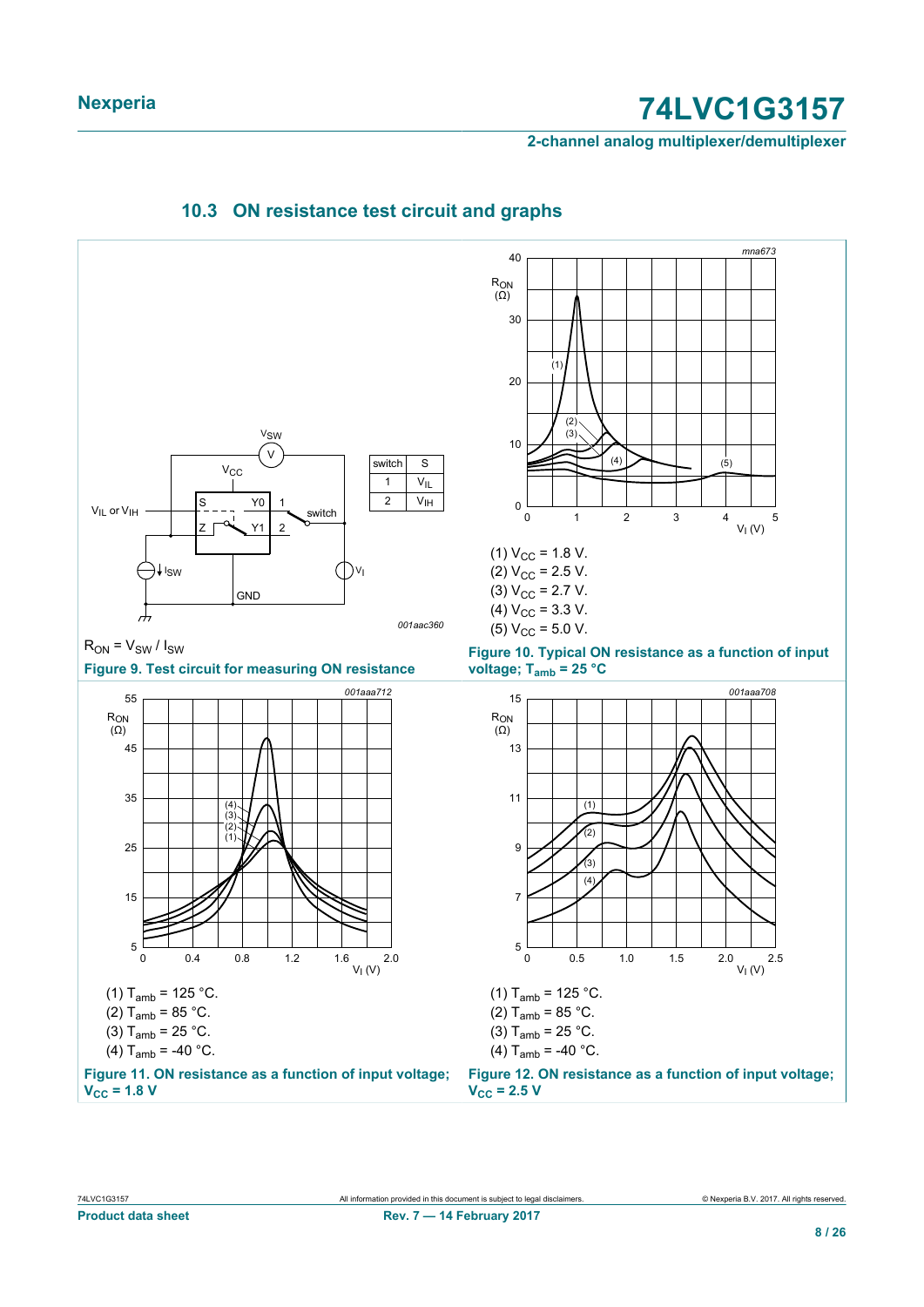### 10.3 ON resistance test circuit and graphs

| switch | S |
|---|---|
| 1 | $V_{IL}$ |
| 2 | $V_{IH}$ |

$R_{ON} = V_{SW} / I_{SW}$

**Figure 9. Test circuit for measuring ON resistance**

(1) $V_{CC}$ = 1.8 V.
(2) $V_{CC}$ = 2.5 V.
(3) $V_{CC}$ = 2.7 V.
(4) $V_{CC}$ = 3.3 V.
(5) $V_{CC}$ = 5.0 V.

**Figure 10. Typical ON resistance as a function of input voltage; $T_{amb}$ = 25 °C**

(1) $T_{amb}$ = 125 °C.
(2) $T_{amb}$ = 85 °C.
(3) $T_{amb}$ = 25 °C.
(4) $T_{amb}$ = -40 °C.

**Figure 11. ON resistance as a function of input voltage; $V_{CC}$ = 1.8 V**

(1) $T_{amb}$ = 125 °C.
(2) $T_{amb}$ = 85 °C.
(3) $T_{amb}$ = 25 °C.
(4) $T_{amb}$ = -40 °C.

**Figure 12. ON resistance as a function of input voltage; $V_{CC}$ = 2.5 V**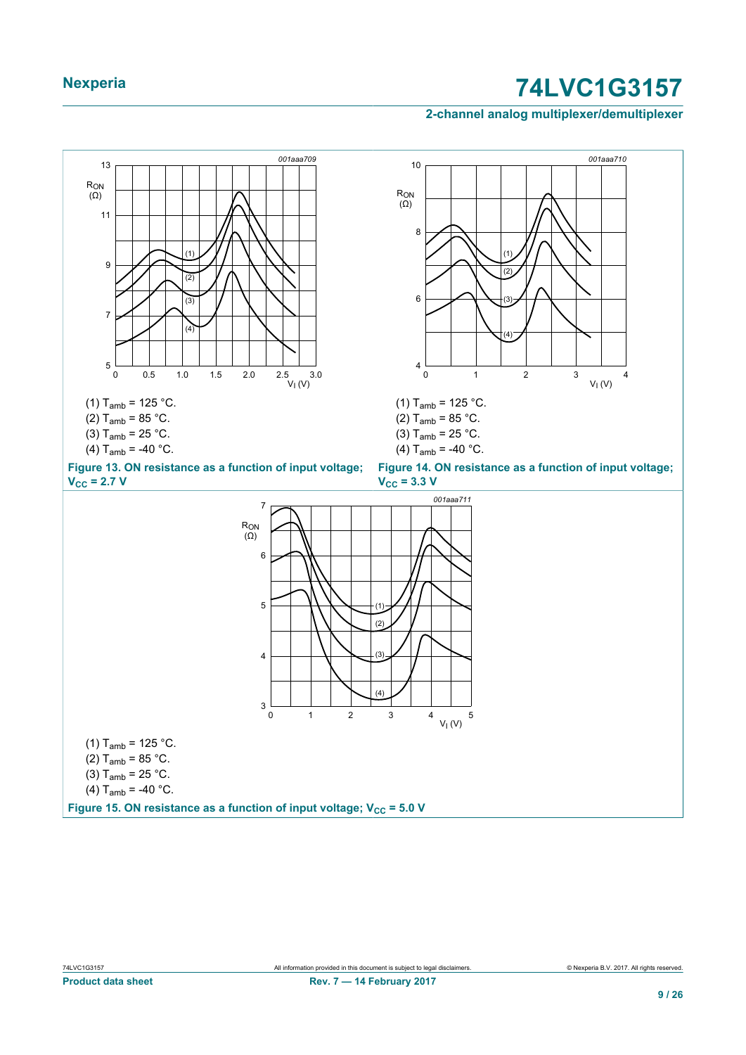(1) $T_{amb}$ = 125 °C.

(2) $T_{amb}$ = 85 °C.

(3) $T_{amb}$ = 25 °C.

(4) $T_{amb}$ = -40 °C.

**Figure 13. ON resistance as a function of input voltage; $V_{CC}$ = 2.7 V**

(1) $T_{amb}$ = 125 °C.

(2) $T_{amb}$ = 85 °C.

(3) $T_{amb}$ = 25 °C.

(4) $T_{amb}$ = -40 °C.

**Figure 14. ON resistance as a function of input voltage; $V_{CC}$ = 3.3 V**

(1) $T_{amb}$ = 125 °C.

(2) $T_{amb}$ = 85 °C.

(3) $T_{amb}$ = 25 °C.

(4) $T_{amb}$ = -40 °C.

**Figure 15. ON resistance as a function of input voltage; $V_{CC}$ = 5.0 V**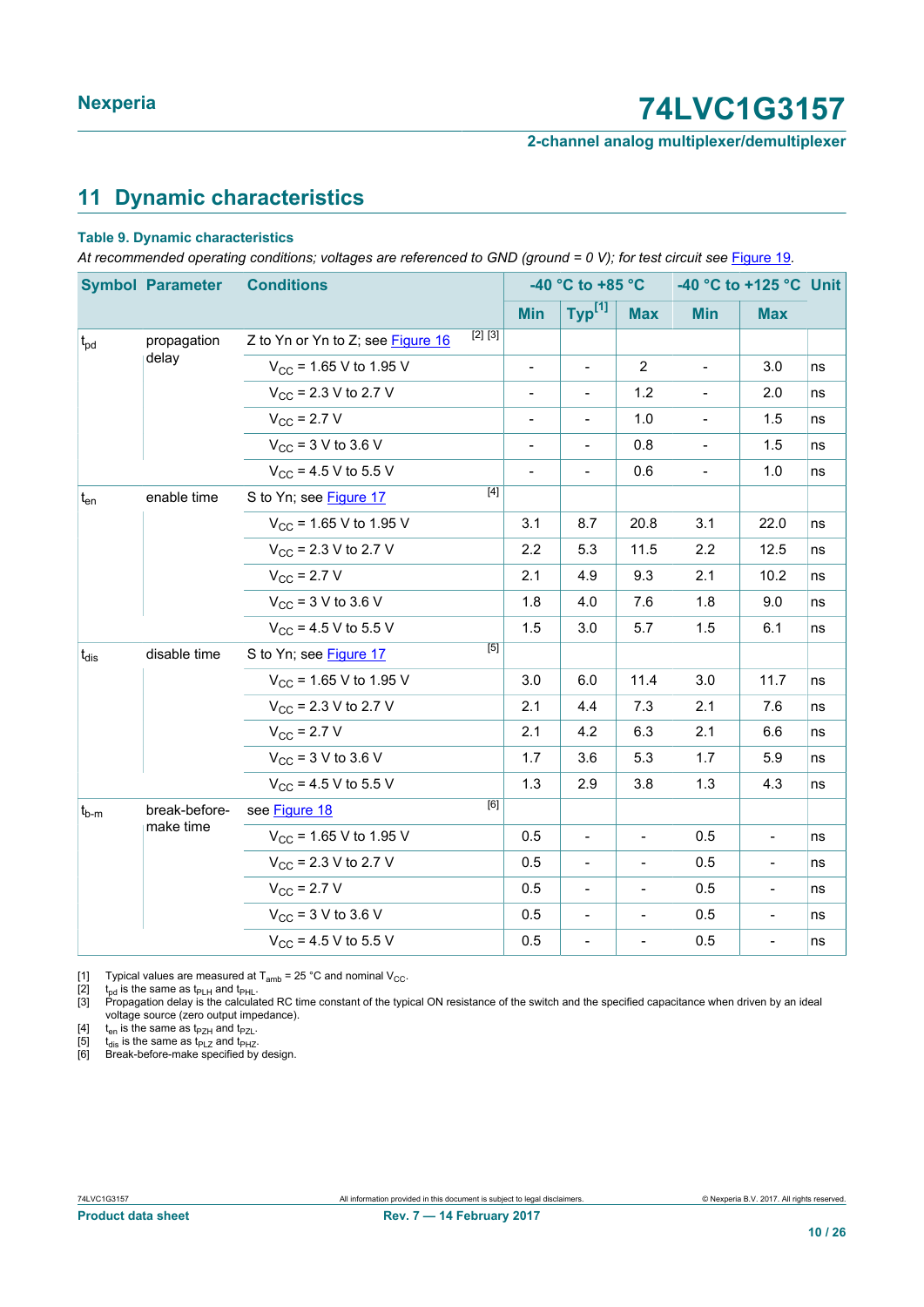## 11 Dynamic characteristics

**Table 9. Dynamic characteristics**

*At recommended operating conditions; voltages are referenced to GND (ground = 0 V); for test circuit see Figure 19.*

| Symbol | Parameter | Conditions | -40 °C to +85 °C | | | -40 °C to +125 °C | | Unit |
|---|---|---|---|---|---|---|---|---|
| | | | Min | Typ[1] | Max | Min | Max | |
| $t_{pd}$ | propagation delay | Z to Yn or Yn to Z; see Figure 16 [2] [3] | | | | | | |
| | | $V_{CC}$ = 1.65 V to 1.95 V | - | - | 2 | - | 3.0 | ns |
| | | $V_{CC}$ = 2.3 V to 2.7 V | - | - | 1.2 | - | 2.0 | ns |
| | | $V_{CC}$ = 2.7 V | - | - | 1.0 | - | 1.5 | ns |
| | | $V_{CC}$ = 3 V to 3.6 V | - | - | 0.8 | - | 1.5 | ns |
| | | $V_{CC}$ = 4.5 V to 5.5 V | - | - | 0.6 | - | 1.0 | ns |
| $t_{en}$ | enable time | S to Yn; see Figure 17 [4] | | | | | | |
| | | $V_{CC}$ = 1.65 V to 1.95 V | 3.1 | 8.7 | 20.8 | 3.1 | 22.0 | ns |
| | | $V_{CC}$ = 2.3 V to 2.7 V | 2.2 | 5.3 | 11.5 | 2.2 | 12.5 | ns |
| | | $V_{CC}$ = 2.7 V | 2.1 | 4.9 | 9.3 | 2.1 | 10.2 | ns |
| | | $V_{CC}$ = 3 V to 3.6 V | 1.8 | 4.0 | 7.6 | 1.8 | 9.0 | ns |
| | | $V_{CC}$ = 4.5 V to 5.5 V | 1.5 | 3.0 | 5.7 | 1.5 | 6.1 | ns |
| $t_{dis}$ | disable time | S to Yn; see Figure 17 [5] | | | | | | |
| | | $V_{CC}$ = 1.65 V to 1.95 V | 3.0 | 6.0 | 11.4 | 3.0 | 11.7 | ns |
| | | $V_{CC}$ = 2.3 V to 2.7 V | 2.1 | 4.4 | 7.3 | 2.1 | 7.6 | ns |
| | | $V_{CC}$ = 2.7 V | 2.1 | 4.2 | 6.3 | 2.1 | 6.6 | ns |
| | | $V_{CC}$ = 3 V to 3.6 V | 1.7 | 3.6 | 5.3 | 1.7 | 5.9 | ns |
| | | $V_{CC}$ = 4.5 V to 5.5 V | 1.3 | 2.9 | 3.8 | 1.3 | 4.3 | ns |
| $t_{b-m}$ | break-before-make time | see Figure 18 [6] | | | | | | |
| | | $V_{CC}$ = 1.65 V to 1.95 V | 0.5 | - | - | 0.5 | - | ns |
| | | $V_{CC}$ = 2.3 V to 2.7 V | 0.5 | - | - | 0.5 | - | ns |
| | | $V_{CC}$ = 2.7 V | 0.5 | - | - | 0.5 | - | ns |
| | | $V_{CC}$ = 3 V to 3.6 V | 0.5 | - | - | 0.5 | - | ns |
| | | $V_{CC}$ = 4.5 V to 5.5 V | 0.5 | - | - | 0.5 | - | ns |

[1] Typical values are measured at $T_{amb}$ = 25 °C and nominal $V_{CC}$.

[2] $t_{pd}$ is the same as $t_{PLH}$ and $t_{PHL}$.

[3] Propagation delay is the calculated RC time constant of the typical ON resistance of the switch and the specified capacitance when driven by an ideal voltage source (zero output impedance).

[4] $t_{en}$ is the same as $t_{PZH}$ and $t_{PZL}$.

[5] $t_{dis}$ is the same as $t_{PLZ}$ and $t_{PHZ}$.

[6] Break-before-make specified by design.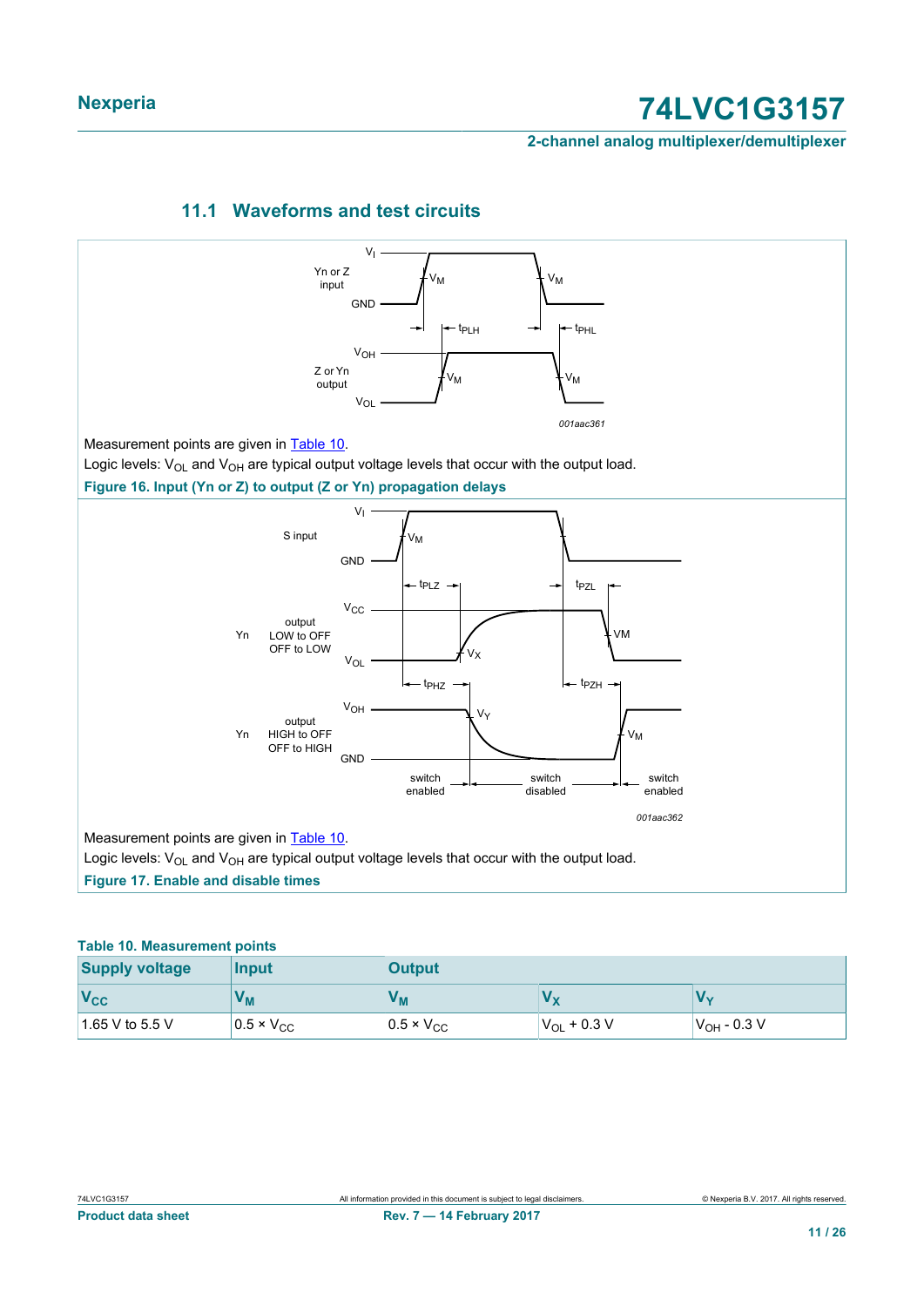## 11.1 Waveforms and test circuits

Measurement points are given in Table 10.

Logic levels: $V_{OL}$ and $V_{OH}$ are typical output voltage levels that occur with the output load.

**Figure 16. Input (Yn or Z) to output (Z or Yn) propagation delays**

Measurement points are given in Table 10.

Logic levels: $V_{OL}$ and $V_{OH}$ are typical output voltage levels that occur with the output load.

**Figure 17. Enable and disable times**

**Table 10. Measurement points**

| Supply voltage | Input | Output | | |
|---|---|---|---|---|
| $V_{CC}$ | $V_M$ | $V_M$ | $V_X$ | $V_Y$ |
| 1.65 V to 5.5 V | 0.5 × $V_{CC}$ | 0.5 × $V_{CC}$ | $V_{OL}$ + 0.3 V | $V_{OH}$ - 0.3 V |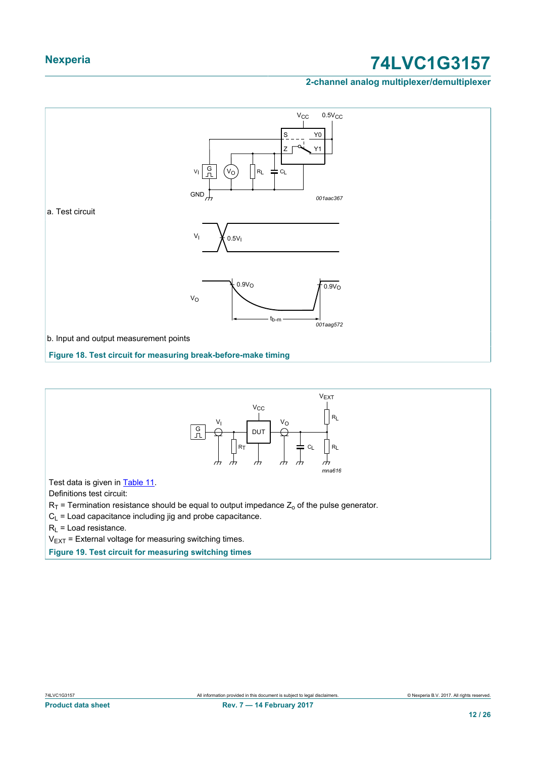a. Test circuit

b. Input and output measurement points

**Figure 18. Test circuit for measuring break-before-make timing**

Test data is given in Table 11.

Definitions test circuit:

$R_T$ = Termination resistance should be equal to output impedance $Z_o$ of the pulse generator.

$C_L$ = Load capacitance including jig and probe capacitance.

$R_L$ = Load resistance.

$V_{EXT}$ = External voltage for measuring switching times.

**Figure 19. Test circuit for measuring switching times**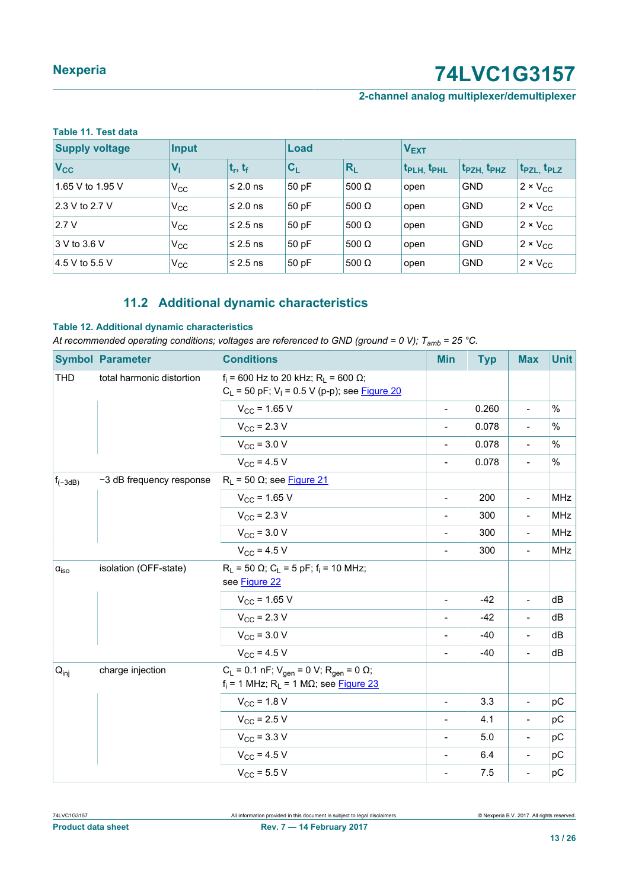**Table 11. Test data**

| Supply voltage | Input | | Load | | $V_{EXT}$ | | |
|---|---|---|---|---|---|---|---|
| $V_{CC}$ | $V_I$ | $t_r$, $t_f$ | $C_L$ | $R_L$ | $t_{PLH}$, $t_{PHL}$ | $t_{PZH}$, $t_{PHZ}$ | $t_{PZL}$, $t_{PLZ}$ |
| 1.65 V to 1.95 V | $V_{CC}$ | ≤ 2.0 ns | 50 pF | 500 Ω | open | GND | 2 × $V_{CC}$ |
| 2.3 V to 2.7 V | $V_{CC}$ | ≤ 2.0 ns | 50 pF | 500 Ω | open | GND | 2 × $V_{CC}$ |
| 2.7 V | $V_{CC}$ | ≤ 2.5 ns | 50 pF | 500 Ω | open | GND | 2 × $V_{CC}$ |
| 3 V to 3.6 V | $V_{CC}$ | ≤ 2.5 ns | 50 pF | 500 Ω | open | GND | 2 × $V_{CC}$ |
| 4.5 V to 5.5 V | $V_{CC}$ | ≤ 2.5 ns | 50 pF | 500 Ω | open | GND | 2 × $V_{CC}$ |

## 11.2 Additional dynamic characteristics

**Table 12. Additional dynamic characteristics**

*At recommended operating conditions; voltages are referenced to GND (ground = 0 V); $T_{amb}$ = 25 °C.*

| Symbol | Parameter | Conditions | Min | Typ | Max | Unit |
|---|---|---|---|---|---|---|
| THD | total harmonic distortion | $f_i$ = 600 Hz to 20 kHz; $R_L$ = 600 Ω; $C_L$ = 50 pF; $V_I$ = 0.5 V (p-p); see Figure 20 | | | | |
| | | $V_{CC}$ = 1.65 V | - | 0.260 | - | % |
| | | $V_{CC}$ = 2.3 V | - | 0.078 | - | % |
| | | $V_{CC}$ = 3.0 V | - | 0.078 | - | % |
| | | $V_{CC}$ = 4.5 V | - | 0.078 | - | % |
| $f_{(-3dB)}$ | −3 dB frequency response | $R_L$ = 50 Ω; see Figure 21 | | | | |
| | | $V_{CC}$ = 1.65 V | - | 200 | - | MHz |
| | | $V_{CC}$ = 2.3 V | - | 300 | - | MHz |
| | | $V_{CC}$ = 3.0 V | - | 300 | - | MHz |
| | | $V_{CC}$ = 4.5 V | - | 300 | - | MHz |
| $\alpha_{iso}$ | isolation (OFF-state) | $R_L$ = 50 Ω; $C_L$ = 5 pF; $f_i$ = 10 MHz; see Figure 22 | | | | |
| | | $V_{CC}$ = 1.65 V | - | -42 | - | dB |
| | | $V_{CC}$ = 2.3 V | - | -42 | - | dB |
| | | $V_{CC}$ = 3.0 V | - | -40 | - | dB |
| | | $V_{CC}$ = 4.5 V | - | -40 | - | dB |
| $Q_{inj}$ | charge injection | $C_L$ = 0.1 nF; $V_{gen}$ = 0 V; $R_{gen}$ = 0 Ω; $f_i$ = 1 MHz; $R_L$ = 1 MΩ; see Figure 23 | | | | |
| | | $V_{CC}$ = 1.8 V | - | 3.3 | - | pC |
| | | $V_{CC}$ = 2.5 V | - | 4.1 | - | pC |
| | | $V_{CC}$ = 3.3 V | - | 5.0 | - | pC |
| | | $V_{CC}$ = 4.5 V | - | 6.4 | - | pC |
| | | $V_{CC}$ = 5.5 V | - | 7.5 | - | pC |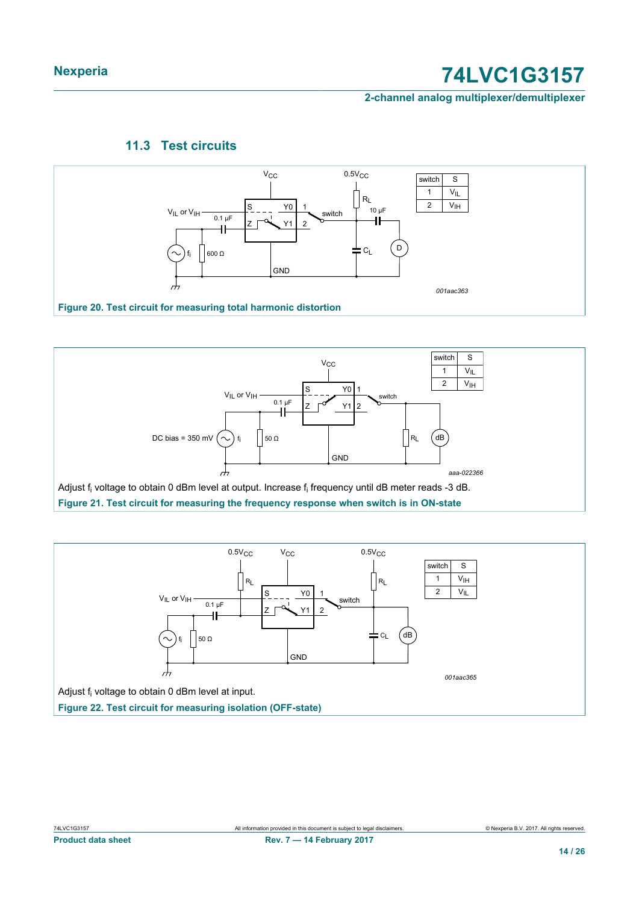### 11.3 Test circuits

| switch | S |
|---|---|
| 1 | $V_{IL}$ |
| 2 | $V_{IH}$ |

Figure 20. Test circuit for measuring total harmonic distortion

| switch | S |
|---|---|
| 1 | $V_{IL}$ |
| 2 | $V_{IH}$ |

Adjust $f_i$ voltage to obtain 0 dBm level at output. Increase $f_i$ frequency until dB meter reads -3 dB.

Figure 21. Test circuit for measuring the frequency response when switch is in ON-state

| switch | S |
|---|---|
| 1 | $V_{IH}$ |
| 2 | $V_{IL}$ |

Adjust $f_i$ voltage to obtain 0 dBm level at input.

Figure 22. Test circuit for measuring isolation (OFF-state)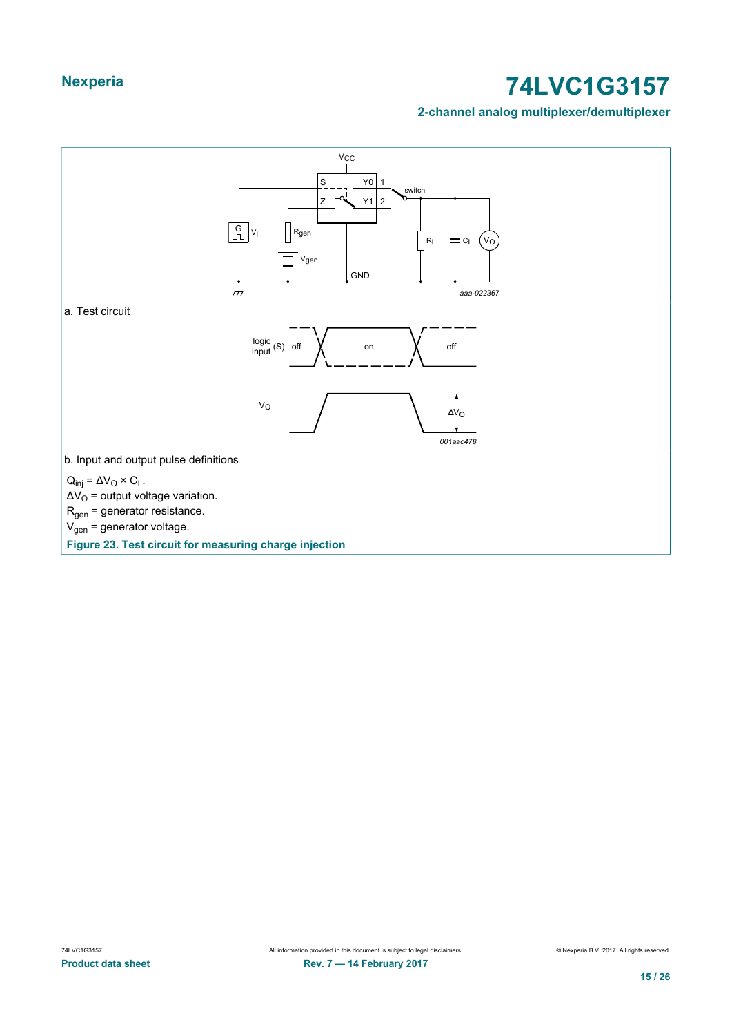a. Test circuit

b. Input and output pulse definitions

$Q_{inj} = \Delta V_O \times C_L$.

$\Delta V_O$ = output voltage variation.

$R_{gen}$ = generator resistance.

$V_{gen}$ = generator voltage.

**Figure 23. Test circuit for measuring charge injection**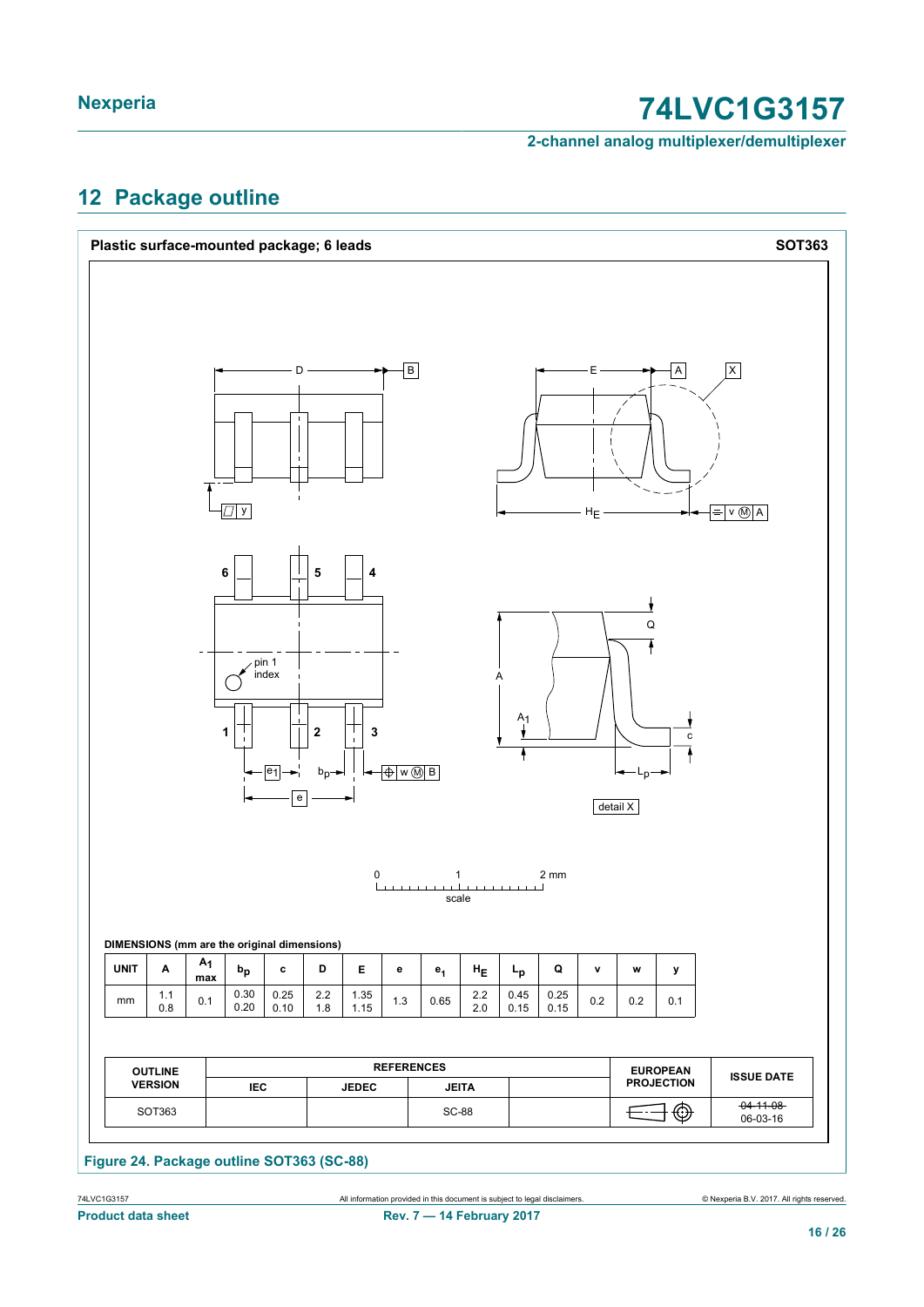## 12 Package outline

**Plastic surface-mounted package; 6 leads** **SOT363**

DIMENSIONS (mm are the original dimensions)

| UNIT | A | $A_1$ max | $b_p$ | c | D | E | e | $e_1$ | $H_E$ | $L_p$ | Q | v | w | y |
|---|---|---|---|---|---|---|---|---|---|---|---|---|---|---|
| mm | 1.1<br>0.8 | 0.1 | 0.30<br>0.20 | 0.25<br>0.10 | 2.2<br>1.8 | 1.35<br>1.15 | 1.3 | 0.65 | 2.2<br>2.0 | 0.45<br>0.15 | 0.25<br>0.15 | 0.2 | 0.2 | 0.1 |

| OUTLINE VERSION | REFERENCES | | | | EUROPEAN PROJECTION | ISSUE DATE |
|---|---|---|---|---|---|---|
| | IEC | JEDEC | JEITA | | | |
| SOT363 | | | SC-88 | | | ~~04-11-08~~<br>06-03-16 |

Figure 24. Package outline SOT363 (SC-88)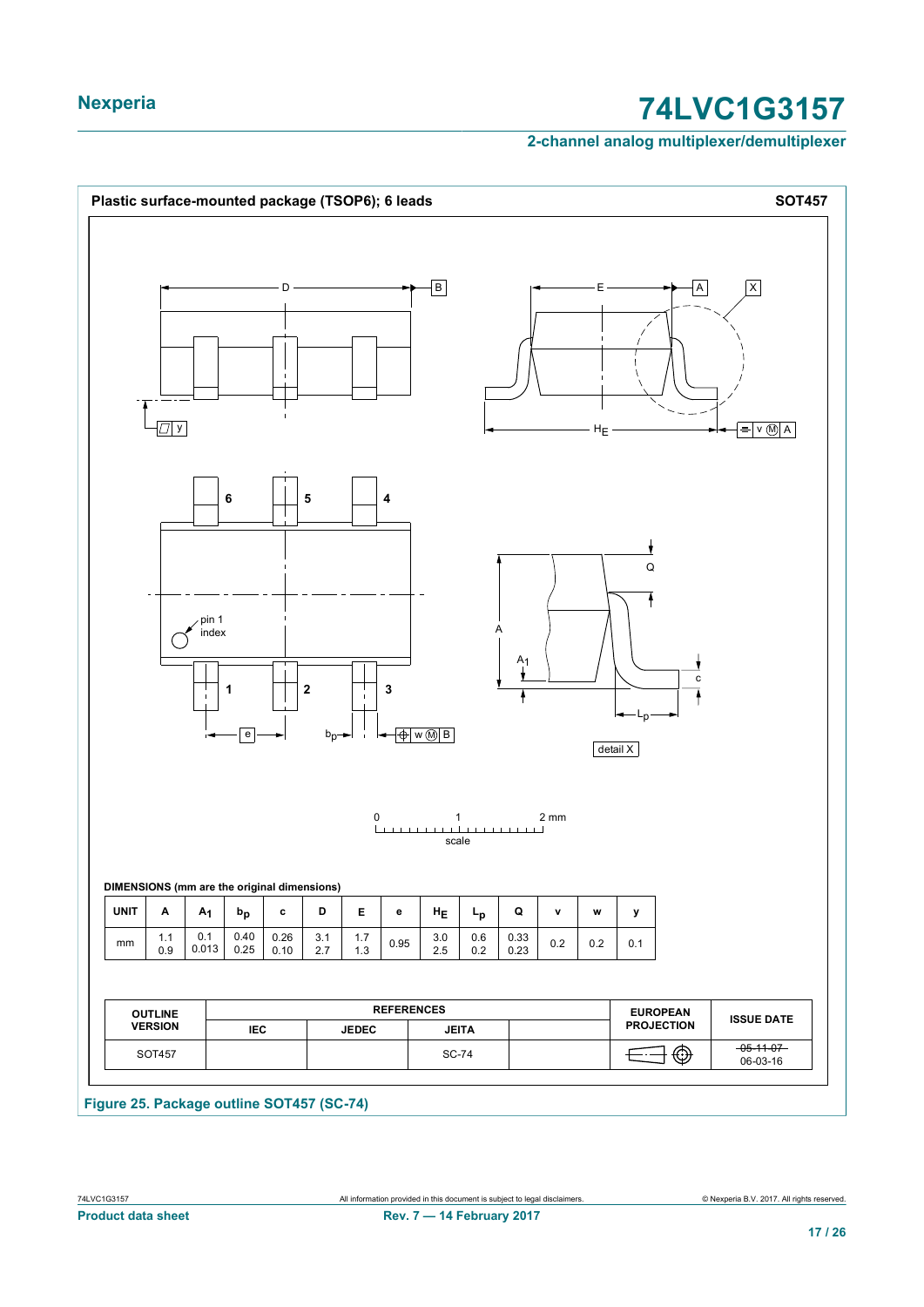**Plastic surface-mounted package (TSOP6); 6 leads** **SOT457**

**DIMENSIONS (mm are the original dimensions)**

| UNIT | A | $A_1$ | $b_p$ | c | D | E | e | $H_E$ | $L_p$ | Q | v | w | y |
|---|---|---|---|---|---|---|---|---|---|---|---|---|---|
| mm | 1.1<br>0.9 | 0.1<br>0.013 | 0.40<br>0.25 | 0.26<br>0.10 | 3.1<br>2.7 | 1.7<br>1.3 | 0.95 | 3.0<br>2.5 | 0.6<br>0.2 | 0.33<br>0.23 | 0.2 | 0.2 | 0.1 |

| OUTLINE VERSION | REFERENCES | | | | EUROPEAN PROJECTION | ISSUE DATE |
|---|---|---|---|---|---|---|
| | IEC | JEDEC | JEITA | | | |
| SOT457 | | | SC-74 | | | ~~05-11-07~~<br>06-03-16 |

**Figure 25. Package outline SOT457 (SC-74)**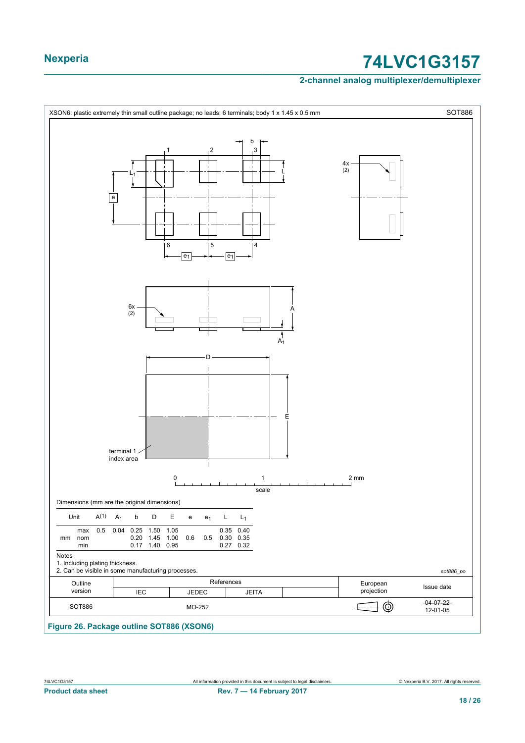XSON6: plastic extremely thin small outline package; no leads; 6 terminals; body 1 x 1.45 x 0.5 mm

SOT886

Dimensions (mm are the original dimensions)

| Unit | | A(1) | $A_1$ | b | D | E | e | $e_1$ | L | $L_1$ |
|---|---|---|---|---|---|---|---|---|---|---|
| mm | max | 0.5 | 0.04 | 0.25 | 1.50 | 1.05 | | | 0.35 | 0.40 |
| | nom | | | 0.20 | 1.45 | 1.00 | 0.6 | 0.5 | 0.30 | 0.35 |
| | min | | | 0.17 | 1.40 | 0.95 | | | 0.27 | 0.32 |

Notes

1. Including plating thickness.
2. Can be visible in some manufacturing processes.

sot886_po

| Outline version | References IEC | References JEDEC | References JEITA | | European projection | Issue date |
|---|---|---|---|---|---|---|
| SOT886 | | MO-252 | | | | ~~04-07-22~~ 12-01-05 |

**Figure 26. Package outline SOT886 (XSON6)**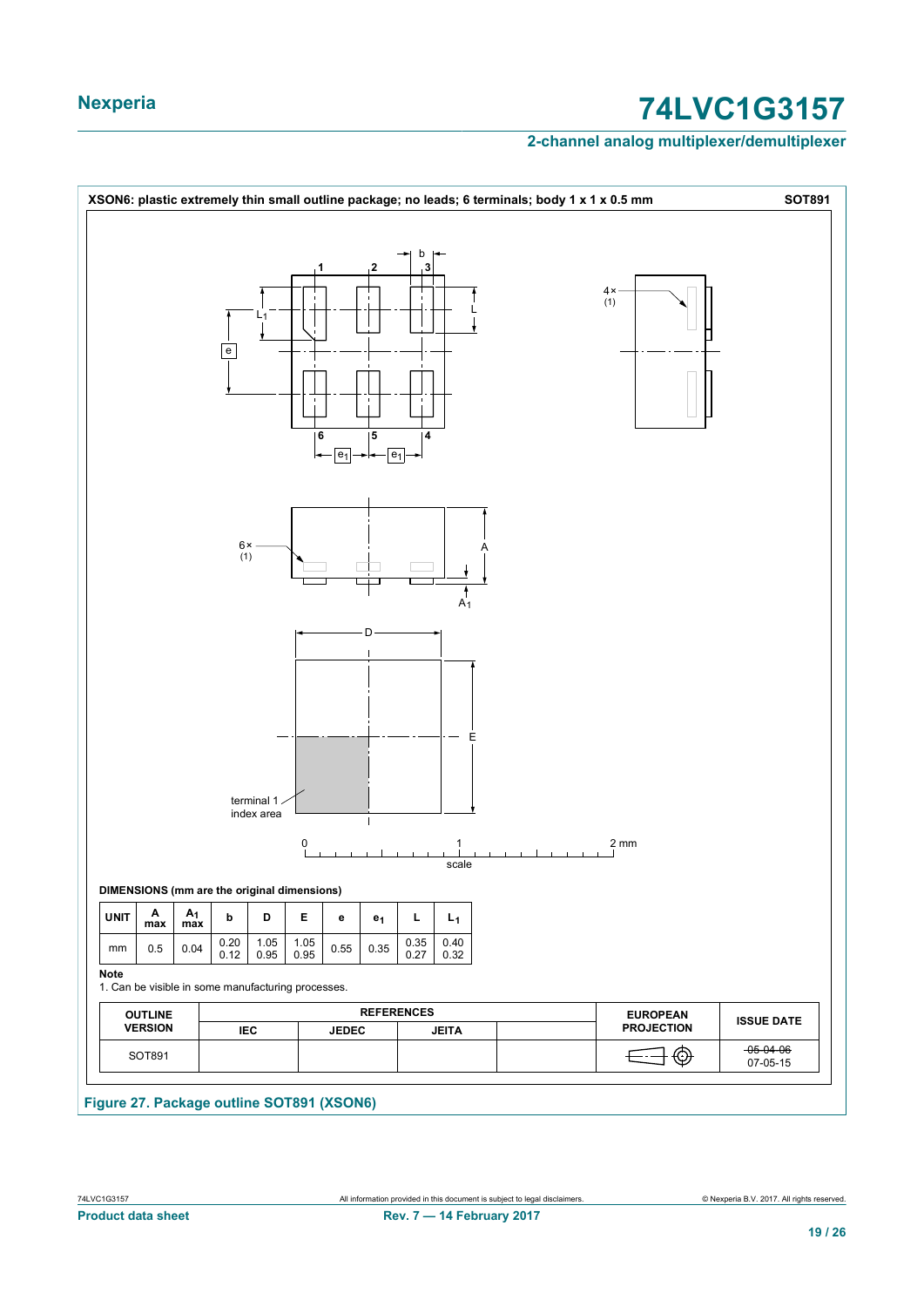XSON6: plastic extremely thin small outline package; no leads; 6 terminals; body 1 x 1 x 0.5 mm **SOT891**

**DIMENSIONS (mm are the original dimensions)**

| UNIT | A max | $A_1$ max | b | D | E | e | $e_1$ | L | $L_1$ |
|---|---|---|---|---|---|---|---|---|---|
| mm | 0.5 | 0.04 | 0.20<br>0.12 | 1.05<br>0.95 | 1.05<br>0.95 | 0.55 | 0.35 | 0.35<br>0.27 | 0.40<br>0.32 |

**Note**

1. Can be visible in some manufacturing processes.

| OUTLINE VERSION | REFERENCES | | | | EUROPEAN PROJECTION | ISSUE DATE |
|---|---|---|---|---|---|---|
| | IEC | JEDEC | JEITA | | | |
| SOT891 | | | | | | ~~05-04-06~~<br>07-05-15 |

**Figure 27. Package outline SOT891 (XSON6)**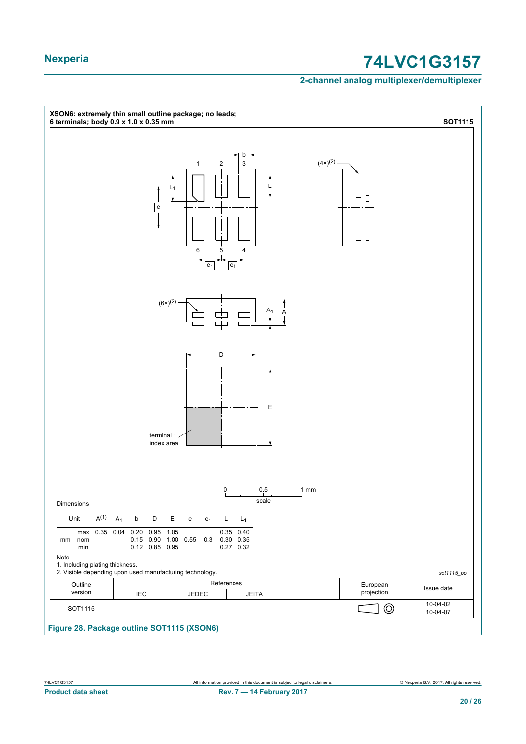XSON6: extremely thin small outline package; no leads;
6 terminals; body 0.9 x 1.0 x 0.35 mm

**SOT1115**

Dimensions

| Unit | | A(1) | $A_1$ | b | D | E | e | $e_1$ | L | $L_1$ |
|---|---|---|---|---|---|---|---|---|---|---|
| mm | max | 0.35 | 0.04 | 0.20 | 0.95 | 1.05 | | | 0.35 | 0.40 |
| | nom | | | 0.15 | 0.90 | 1.00 | 0.55 | 0.3 | 0.30 | 0.35 |
| | min | | | 0.12 | 0.85 | 0.95 | | | 0.27 | 0.32 |

Note

1. Including plating thickness.
2. Visible depending upon used manufacturing technology.

*sot1115_po*

| Outline version | References | | | | European projection | Issue date |
|---|---|---|---|---|---|---|
| | IEC | JEDEC | JEITA | | | |
| SOT1115 | | | | | | ~~10-04-02~~ 10-04-07 |

**Figure 28. Package outline SOT1115 (XSON6)**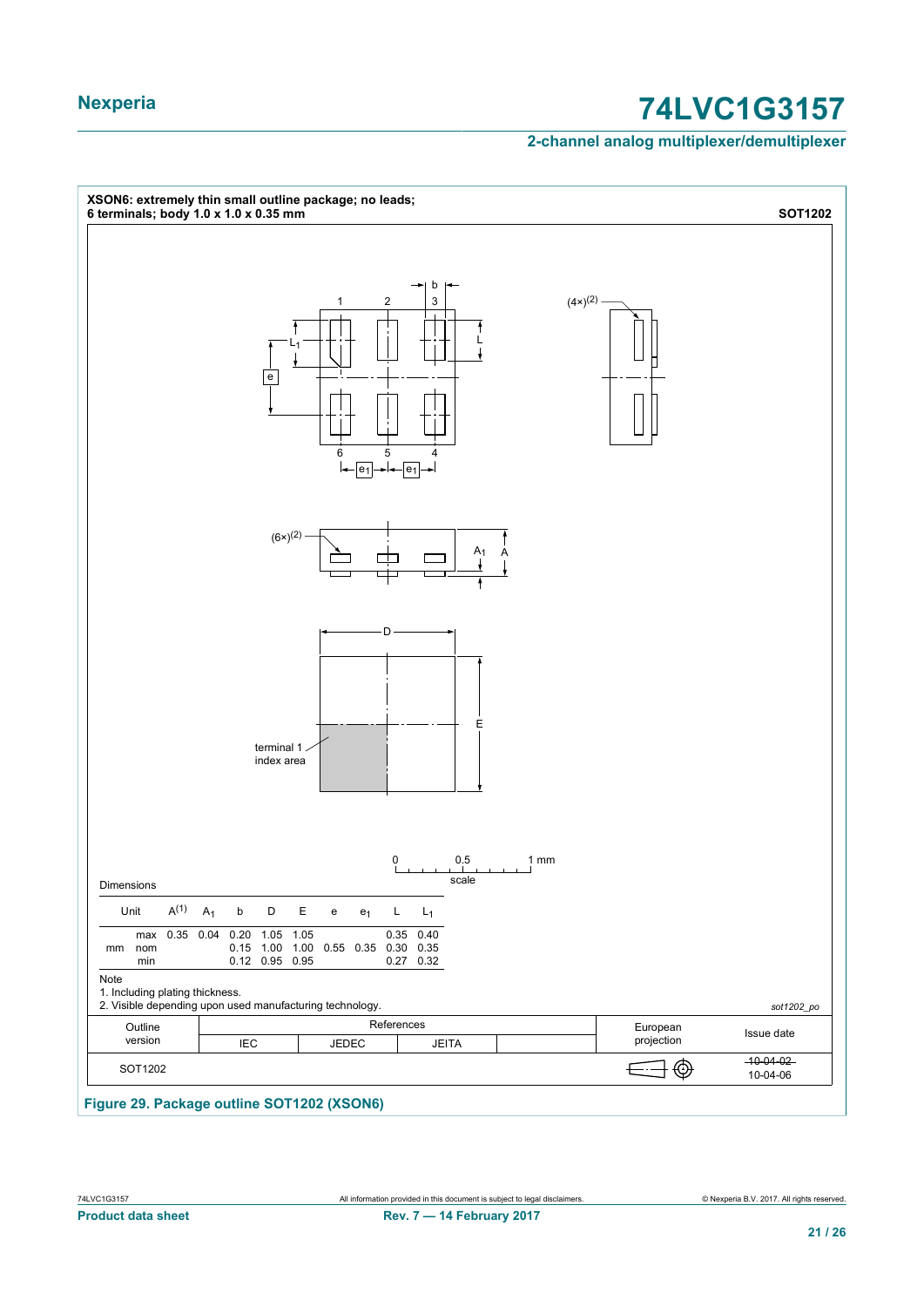**XSON6: extremely thin small outline package; no leads; 6 terminals; body 1.0 x 1.0 x 0.35 mm** **SOT1202**

Dimensions

| Unit | | $A^{(1)}$ | $A_1$ | b | D | E | e | $e_1$ | L | $L_1$ |
|---|---|---|---|---|---|---|---|---|---|---|
| mm | max | 0.35 | 0.04 | 0.20 | 1.05 | 1.05 | | | 0.35 | 0.40 |
| | nom | | | 0.15 | 1.00 | 1.00 | 0.55 | 0.35 | 0.30 | 0.35 |
| | min | | | 0.12 | 0.95 | 0.95 | | | 0.27 | 0.32 |

Note

1. Including plating thickness.
2. Visible depending upon used manufacturing technology.

*sot1202_po*

| Outline version | References | | | | European projection | Issue date |
|---|---|---|---|---|---|---|
| | IEC | JEDEC | JEITA | | | |
| SOT1202 | | | | | | ~~10-04-02~~ 10-04-06 |

**Figure 29. Package outline SOT1202 (XSON6)**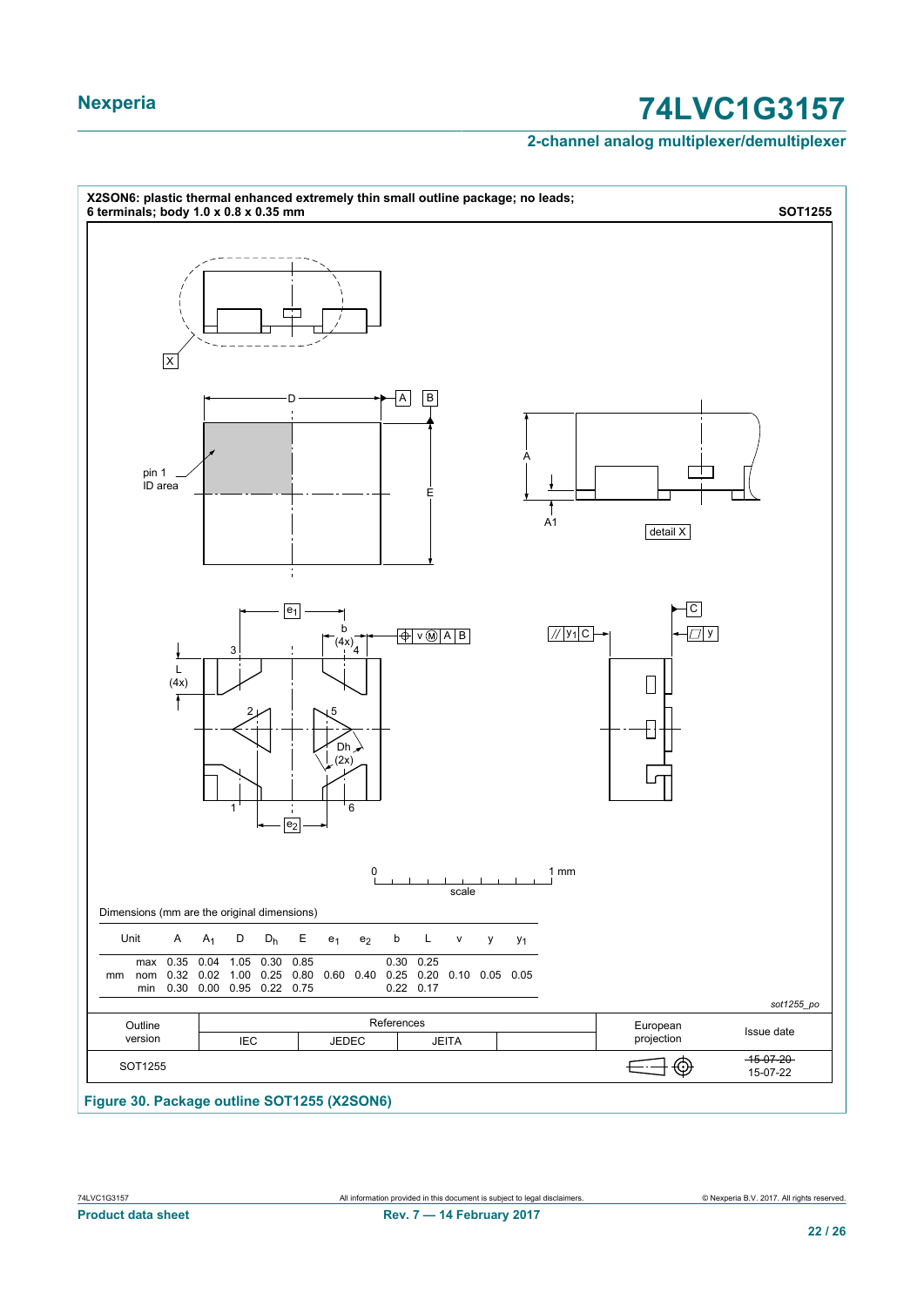**X2SON6: plastic thermal enhanced extremely thin small outline package; no leads; 6 terminals; body 1.0 x 0.8 x 0.35 mm** **SOT1255**

Dimensions (mm are the original dimensions)

| Unit | | A | $A_1$ | D | $D_h$ | E | $e_1$ | $e_2$ | b | L | v | y | $y_1$ |
|---|---|---|---|---|---|---|---|---|---|---|---|---|---|
| mm | max | 0.35 | 0.04 | 1.05 | 0.30 | 0.85 | | | 0.30 | 0.25 | | | |
| | nom | 0.32 | 0.02 | 1.00 | 0.25 | 0.80 | 0.60 | 0.40 | 0.25 | 0.20 | 0.10 | 0.05 | 0.05 |
| | min | 0.30 | 0.00 | 0.95 | 0.22 | 0.75 | | | 0.22 | 0.17 | | | |

*sot1255_po*

| Outline version | References: IEC | References: JEDEC | References: JEITA | | European projection | Issue date |
|---|---|---|---|---|---|---|
| SOT1255 | | | | | | ~~15-07-20~~ 15-07-22 |

**Figure 30. Package outline SOT1255 (X2SON6)**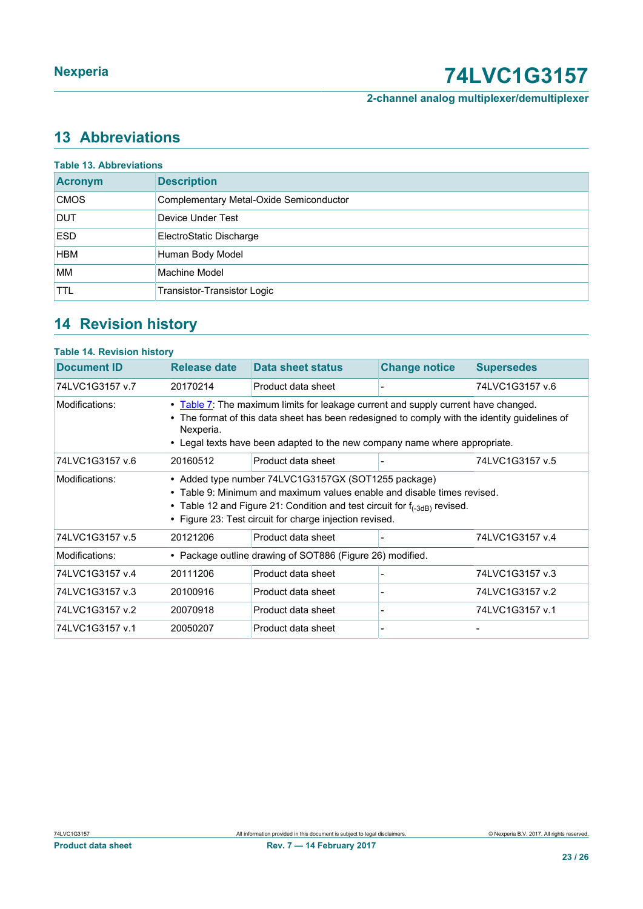## 13 Abbreviations

**Table 13. Abbreviations**

| Acronym | Description |
|---|---|
| CMOS | Complementary Metal-Oxide Semiconductor |
| DUT | Device Under Test |
| ESD | ElectroStatic Discharge |
| HBM | Human Body Model |
| MM | Machine Model |
| TTL | Transistor-Transistor Logic |

## 14 Revision history

**Table 14. Revision history**

| Document ID | Release date | Data sheet status | Change notice | Supersedes |
|---|---|---|---|---|
| 74LVC1G3157 v.7 | 20170214 | Product data sheet | - | 74LVC1G3157 v.6 |
| Modifications: | • Table 7: The maximum limits for leakage current and supply current have changed. • The format of this data sheet has been redesigned to comply with the identity guidelines of Nexperia. • Legal texts have been adapted to the new company name where appropriate. | | | |
| 74LVC1G3157 v.6 | 20160512 | Product data sheet | - | 74LVC1G3157 v.5 |
| Modifications: | • Added type number 74LVC1G3157GX (SOT1255 package) • Table 9: Minimum and maximum values enable and disable times revised. • Table 12 and Figure 21: Condition and test circuit for $f_{(-3dB)}$ revised. • Figure 23: Test circuit for charge injection revised. | | | |
| 74LVC1G3157 v.5 | 20121206 | Product data sheet | - | 74LVC1G3157 v.4 |
| Modifications: | • Package outline drawing of SOT886 (Figure 26) modified. | | | |
| 74LVC1G3157 v.4 | 20111206 | Product data sheet | - | 74LVC1G3157 v.3 |
| 74LVC1G3157 v.3 | 20100916 | Product data sheet | - | 74LVC1G3157 v.2 |
| 74LVC1G3157 v.2 | 20070918 | Product data sheet | - | 74LVC1G3157 v.1 |
| 74LVC1G3157 v.1 | 20050207 | Product data sheet | - | - |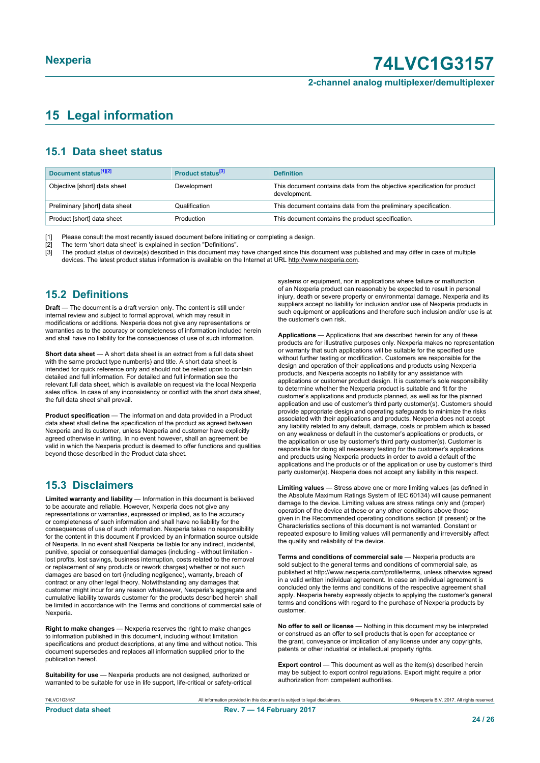# 15 Legal information

## 15.1 Data sheet status

| Document status[1][2] | Product status[3] | Definition |
|---|---|---|
| Objective [short] data sheet | Development | This document contains data from the objective specification for product development. |
| Preliminary [short] data sheet | Qualification | This document contains data from the preliminary specification. |
| Product [short] data sheet | Production | This document contains the product specification. |

[1] Please consult the most recently issued document before initiating or completing a design.
[2] The term 'short data sheet' is explained in section "Definitions".
[3] The product status of device(s) described in this document may have changed since this document was published and may differ in case of multiple devices. The latest product status information is available on the Internet at URL http://www.nexperia.com.

## 15.2 Definitions

**Draft** — The document is a draft version only. The content is still under internal review and subject to formal approval, which may result in modifications or additions. Nexperia does not give any representations or warranties as to the accuracy or completeness of information included herein and shall have no liability for the consequences of use of such information.

**Short data sheet** — A short data sheet is an extract from a full data sheet with the same product type number(s) and title. A short data sheet is intended for quick reference only and should not be relied upon to contain detailed and full information. For detailed and full information see the relevant full data sheet, which is available on request via the local Nexperia sales office. In case of any inconsistency or conflict with the short data sheet, the full data sheet shall prevail.

**Product specification** — The information and data provided in a Product data sheet shall define the specification of the product as agreed between Nexperia and its customer, unless Nexperia and customer have explicitly agreed otherwise in writing. In no event however, shall an agreement be valid in which the Nexperia product is deemed to offer functions and qualities beyond those described in the Product data sheet.

## 15.3 Disclaimers

**Limited warranty and liability** — Information in this document is believed to be accurate and reliable. However, Nexperia does not give any representations or warranties, expressed or implied, as to the accuracy or completeness of such information and shall have no liability for the consequences of use of such information. Nexperia takes no responsibility for the content in this document if provided by an information source outside of Nexperia. In no event shall Nexperia be liable for any indirect, incidental, punitive, special or consequential damages (including - without limitation - lost profits, lost savings, business interruption, costs related to the removal or replacement of any products or rework charges) whether or not such damages are based on tort (including negligence), warranty, breach of contract or any other legal theory. Notwithstanding any damages that customer might incur for any reason whatsoever, Nexperia's aggregate and cumulative liability towards customer for the products described herein shall be limited in accordance with the Terms and conditions of commercial sale of Nexperia.

**Right to make changes** — Nexperia reserves the right to make changes to information published in this document, including without limitation specifications and product descriptions, at any time and without notice. This document supersedes and replaces all information supplied prior to the publication hereof.

**Suitability for use** — Nexperia products are not designed, authorized or warranted to be suitable for use in life support, life-critical or safety-critical systems or equipment, nor in applications where failure or malfunction of an Nexperia product can reasonably be expected to result in personal injury, death or severe property or environmental damage. Nexperia and its suppliers accept no liability for inclusion and/or use of Nexperia products in such equipment or applications and therefore such inclusion and/or use is at the customer's own risk.

**Applications** — Applications that are described herein for any of these products are for illustrative purposes only. Nexperia makes no representation or warranty that such applications will be suitable for the specified use without further testing or modification. Customers are responsible for the design and operation of their applications and products using Nexperia products, and Nexperia accepts no liability for any assistance with applications or customer product design. It is customer's sole responsibility to determine whether the Nexperia product is suitable and fit for the customer's applications and products planned, as well as for the planned application and use of customer's third party customer(s). Customers should provide appropriate design and operating safeguards to minimize the risks associated with their applications and products. Nexperia does not accept any liability related to any default, damage, costs or problem which is based on any weakness or default in the customer's applications or products, or the application or use by customer's third party customer(s). Customer is responsible for doing all necessary testing for the customer's applications and products using Nexperia products in order to avoid a default of the applications and the products or of the application or use by customer's third party customer(s). Nexperia does not accept any liability in this respect.

**Limiting values** — Stress above one or more limiting values (as defined in the Absolute Maximum Ratings System of IEC 60134) will cause permanent damage to the device. Limiting values are stress ratings only and (proper) operation of the device at these or any other conditions above those given in the Recommended operating conditions section (if present) or the Characteristics sections of this document is not warranted. Constant or repeated exposure to limiting values will permanently and irreversibly affect the quality and reliability of the device.

**Terms and conditions of commercial sale** — Nexperia products are sold subject to the general terms and conditions of commercial sale, as published at http://www.nexperia.com/profile/terms, unless otherwise agreed in a valid written individual agreement. In case an individual agreement is concluded only the terms and conditions of the respective agreement shall apply. Nexperia hereby expressly objects to applying the customer's general terms and conditions with regard to the purchase of Nexperia products by customer.

**No offer to sell or license** — Nothing in this document may be interpreted or construed as an offer to sell products that is open for acceptance or the grant, conveyance or implication of any license under any copyrights, patents or other industrial or intellectual property rights.

**Export control** — This document as well as the item(s) described herein may be subject to export control regulations. Export might require a prior authorization from competent authorities.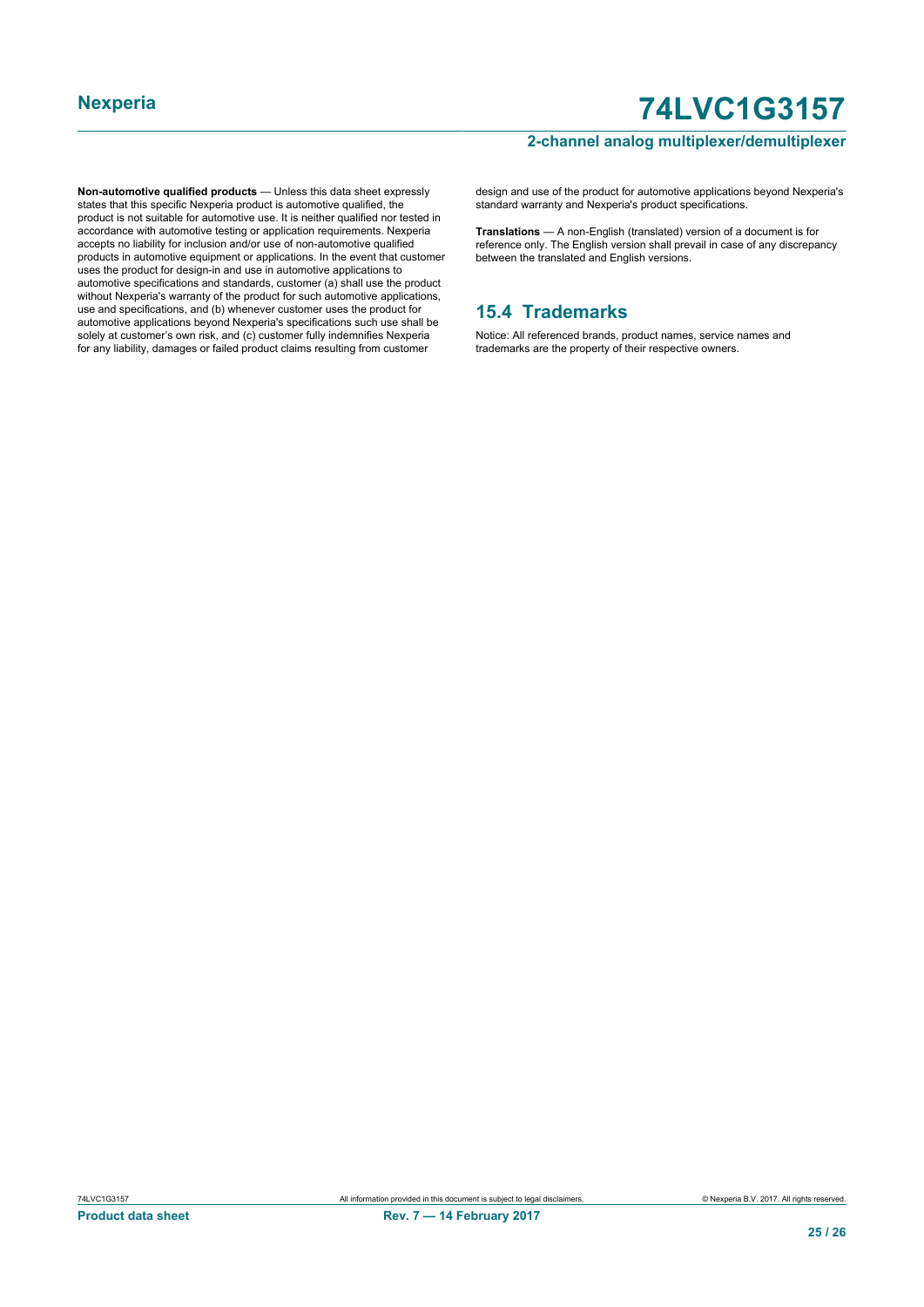**Non-automotive qualified products** — Unless this data sheet expressly states that this specific Nexperia product is automotive qualified, the product is not suitable for automotive use. It is neither qualified nor tested in accordance with automotive testing or application requirements. Nexperia accepts no liability for inclusion and/or use of non-automotive qualified products in automotive equipment or applications. In the event that customer uses the product for design-in and use in automotive applications to automotive specifications and standards, customer (a) shall use the product without Nexperia's warranty of the product for such automotive applications, use and specifications, and (b) whenever customer uses the product for automotive applications beyond Nexperia's specifications such use shall be solely at customer's own risk, and (c) customer fully indemnifies Nexperia for any liability, damages or failed product claims resulting from customer design and use of the product for automotive applications beyond Nexperia's standard warranty and Nexperia's product specifications.

**Translations** — A non-English (translated) version of a document is for reference only. The English version shall prevail in case of any discrepancy between the translated and English versions.

## 15.4 Trademarks

Notice: All referenced brands, product names, service names and trademarks are the property of their respective owners.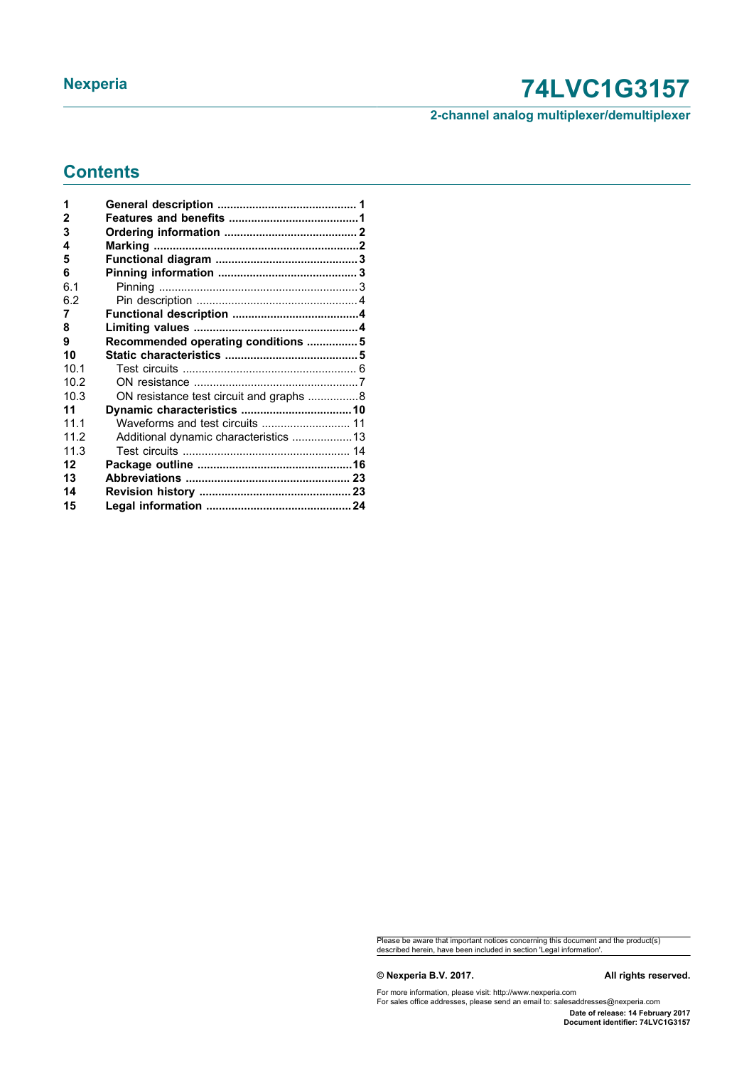## Contents

| | | |
|---|---|---|
| **1** | **General description** | **1** |
| **2** | **Features and benefits** | **1** |
| **3** | **Ordering information** | **2** |
| **4** | **Marking** | **2** |
| **5** | **Functional diagram** | **3** |
| **6** | **Pinning information** | **3** |
| 6.1 | Pinning | 3 |
| 6.2 | Pin description | 4 |
| **7** | **Functional description** | **4** |
| **8** | **Limiting values** | **4** |
| **9** | **Recommended operating conditions** | **5** |
| **10** | **Static characteristics** | **5** |
| 10.1 | Test circuits | 6 |
| 10.2 | ON resistance | 7 |
| 10.3 | ON resistance test circuit and graphs | 8 |
| **11** | **Dynamic characteristics** | **10** |
| 11.1 | Waveforms and test circuits | 11 |
| 11.2 | Additional dynamic characteristics | 13 |
| 11.3 | Test circuits | 14 |
| **12** | **Package outline** | **16** |
| **13** | **Abbreviations** | **23** |
| **14** | **Revision history** | **23** |
| **15** | **Legal information** | **24** |

Please be aware that important notices concerning this document and the product(s) described herein, have been included in section 'Legal information'.

**© Nexperia B.V. 2017. All rights reserved.**

For more information, please visit: http://www.nexperia.com
For sales office addresses, please send an email to: salesaddresses@nexperia.com

**Date of release: 14 February 2017**
**Document identifier: 74LVC1G3157**